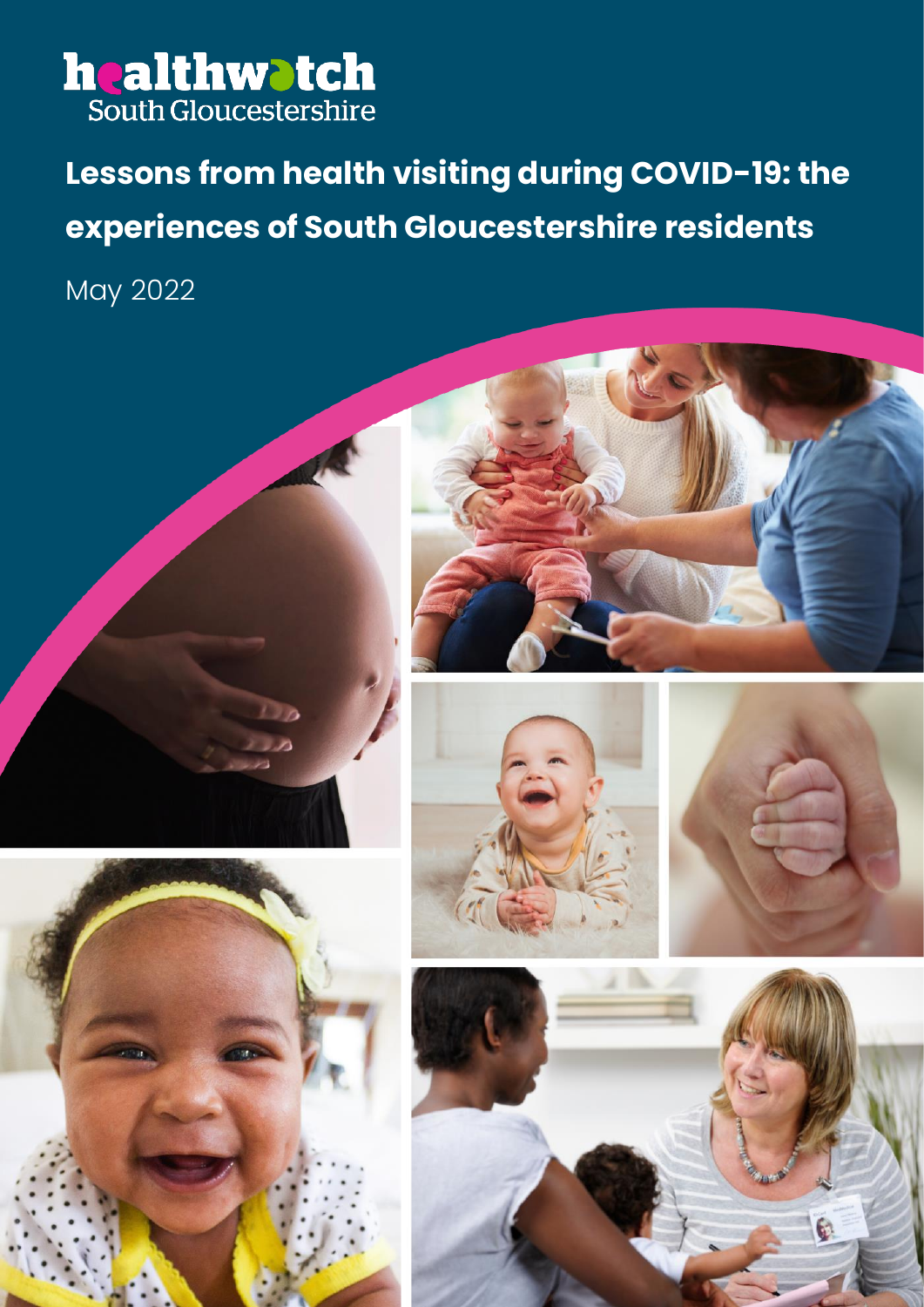healthwatch South Gloucestershire

# Lessons from health visiting during COVID-19: the experiences of South Gloucestershire residents

May 2022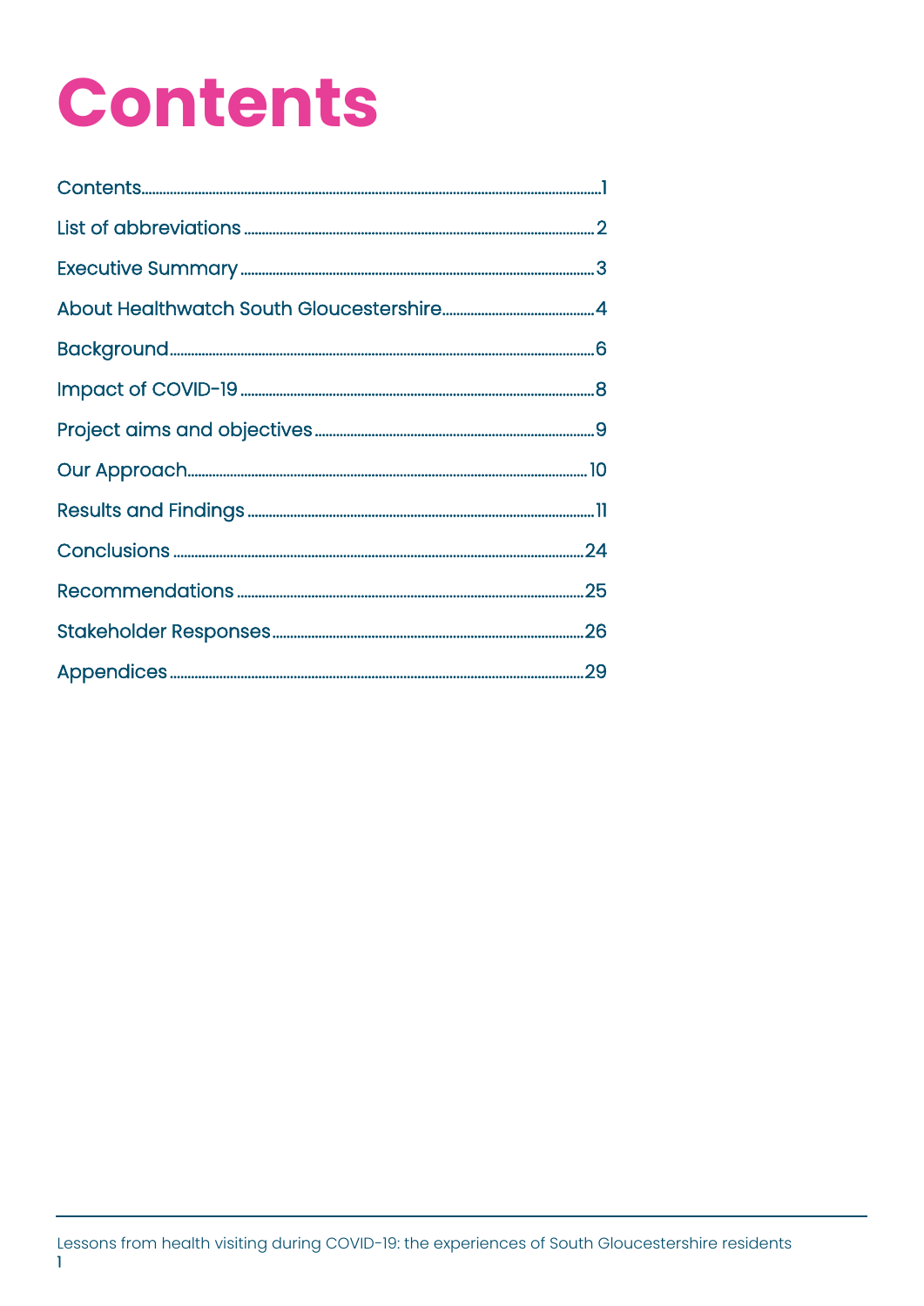# Contents

| | |
|---|---|
| Contents | 1 |
| List of abbreviations | 2 |
| Executive Summary | 3 |
| About Healthwatch South Gloucestershire | 4 |
| Background | 6 |
| Impact of COVID-19 | 8 |
| Project aims and objectives | 9 |
| Our Approach | 10 |
| Results and Findings | 11 |
| Conclusions | 24 |
| Recommendations | 25 |
| Stakeholder Responses | 26 |
| Appendices | 29 |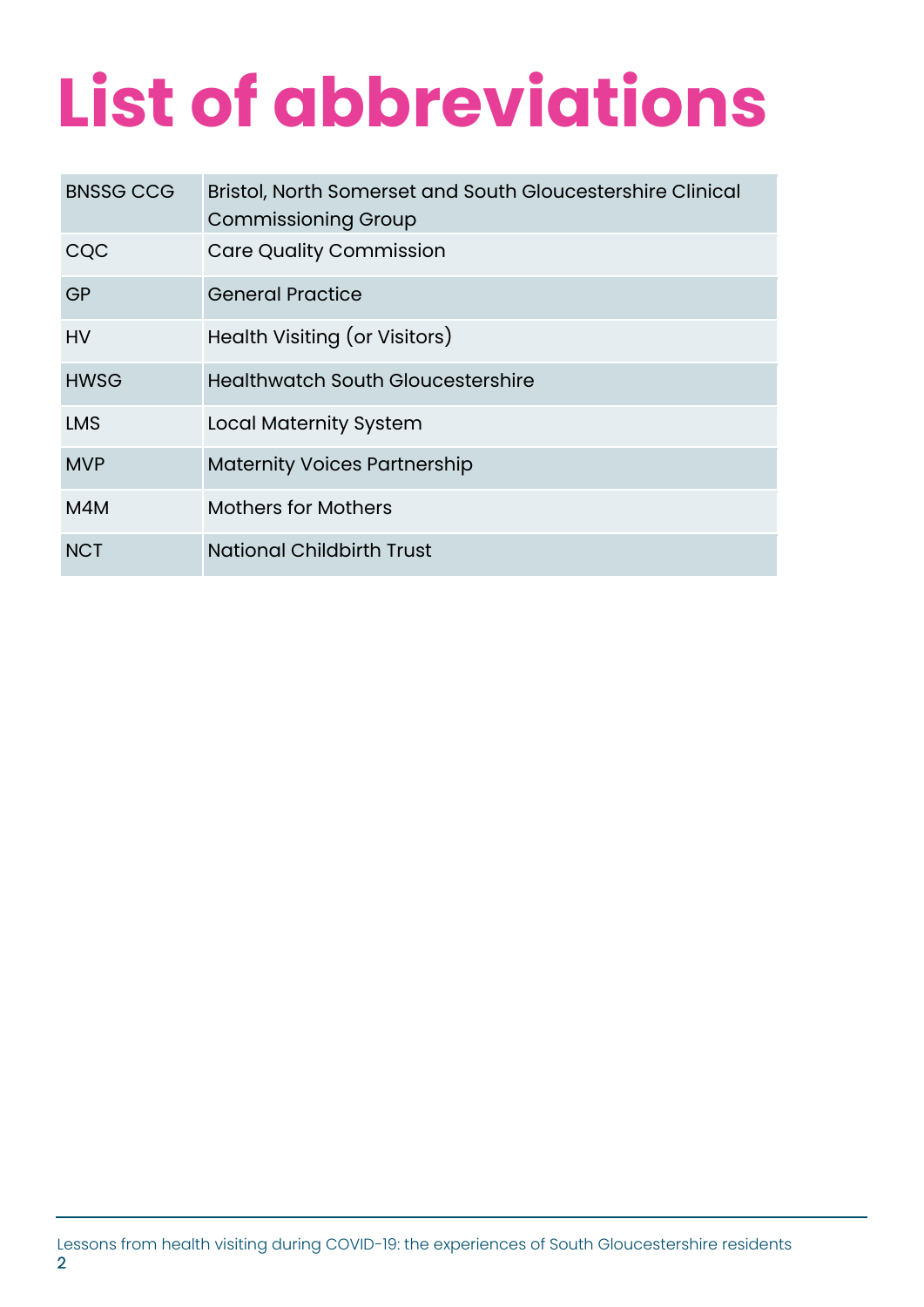# List of abbreviations

| Abbreviation | Meaning |
|---|---|
| BNSSG CCG | Bristol, North Somerset and South Gloucestershire Clinical Commissioning Group |
| CQC | Care Quality Commission |
| GP | General Practice |
| HV | Health Visiting (or Visitors) |
| HWSG | Healthwatch South Gloucestershire |
| LMS | Local Maternity System |
| MVP | Maternity Voices Partnership |
| M4M | Mothers for Mothers |
| NCT | National Childbirth Trust |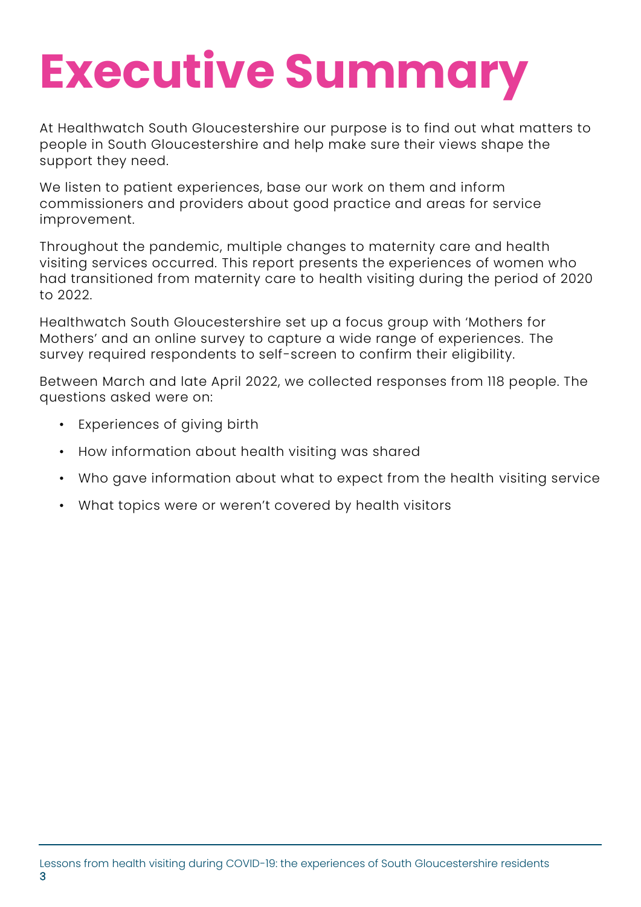# Executive Summary

At Healthwatch South Gloucestershire our purpose is to find out what matters to people in South Gloucestershire and help make sure their views shape the support they need.

We listen to patient experiences, base our work on them and inform commissioners and providers about good practice and areas for service improvement.

Throughout the pandemic, multiple changes to maternity care and health visiting services occurred. This report presents the experiences of women who had transitioned from maternity care to health visiting during the period of 2020 to 2022.

Healthwatch South Gloucestershire set up a focus group with 'Mothers for Mothers' and an online survey to capture a wide range of experiences. The survey required respondents to self-screen to confirm their eligibility.

Between March and late April 2022, we collected responses from 118 people. The questions asked were on:

- Experiences of giving birth
- How information about health visiting was shared
- Who gave information about what to expect from the health visiting service
- What topics were or weren't covered by health visitors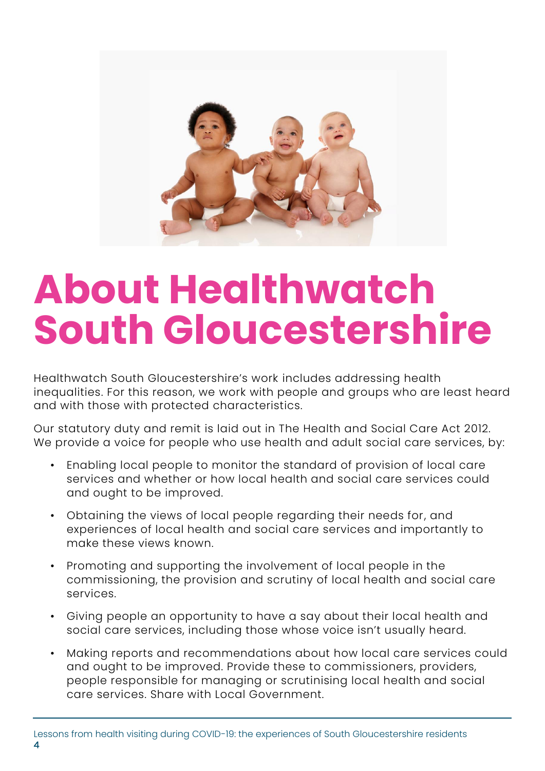# About Healthwatch South Gloucestershire

Healthwatch South Gloucestershire's work includes addressing health inequalities. For this reason, we work with people and groups who are least heard and with those with protected characteristics.

Our statutory duty and remit is laid out in The Health and Social Care Act 2012. We provide a voice for people who use health and adult social care services, by:

- Enabling local people to monitor the standard of provision of local care services and whether or how local health and social care services could and ought to be improved.
- Obtaining the views of local people regarding their needs for, and experiences of local health and social care services and importantly to make these views known.
- Promoting and supporting the involvement of local people in the commissioning, the provision and scrutiny of local health and social care services.
- Giving people an opportunity to have a say about their local health and social care services, including those whose voice isn't usually heard.
- Making reports and recommendations about how local care services could and ought to be improved. Provide these to commissioners, providers, people responsible for managing or scrutinising local health and social care services. Share with Local Government.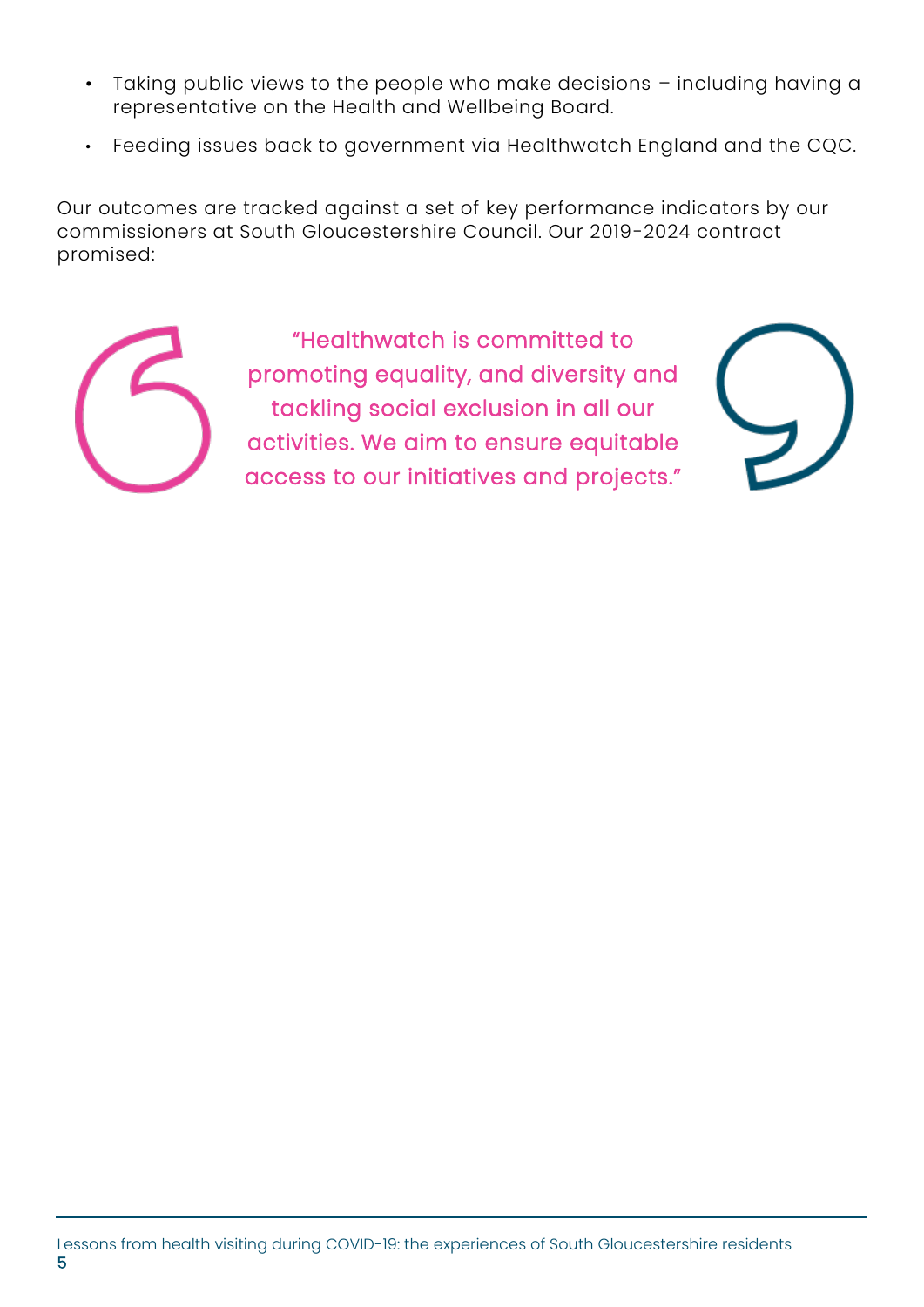- Taking public views to the people who make decisions – including having a representative on the Health and Wellbeing Board.
- Feeding issues back to government via Healthwatch England and the CQC.

Our outcomes are tracked against a set of key performance indicators by our commissioners at South Gloucestershire Council. Our 2019-2024 contract promised:

> "Healthwatch is committed to promoting equality, and diversity and tackling social exclusion in all our activities. We aim to ensure equitable access to our initiatives and projects."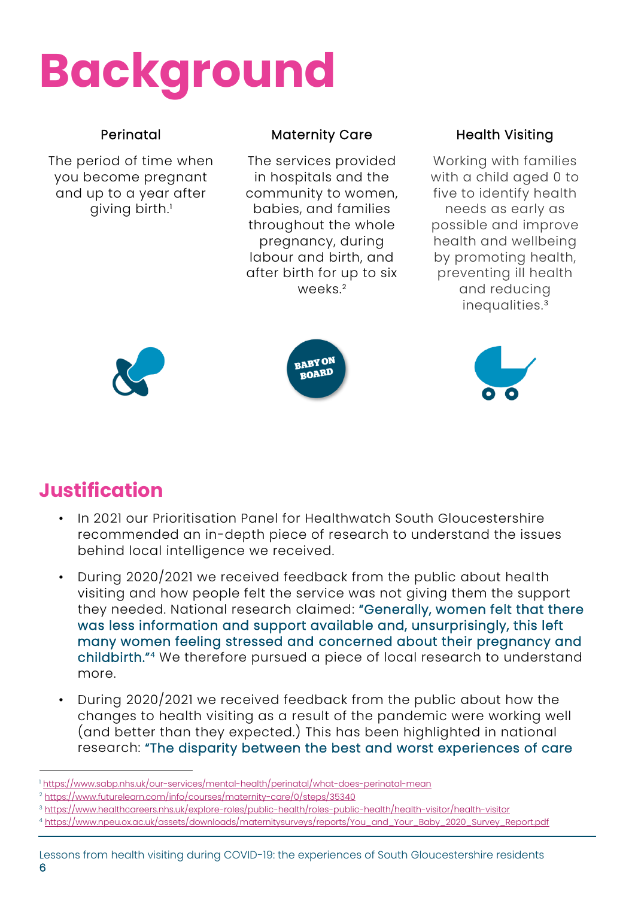# Background

### Perinatal

The period of time when you become pregnant and up to a year after giving birth.[1]

### Maternity Care

The services provided in hospitals and the community to women, babies, and families throughout the whole pregnancy, during labour and birth, and after birth for up to six weeks.[2]

### Health Visiting

Working with families with a child aged 0 to five to identify health needs as early as possible and improve health and wellbeing by promoting health, preventing ill health and reducing inequalities.[3]

## Justification

- In 2021 our Prioritisation Panel for Healthwatch South Gloucestershire recommended an in-depth piece of research to understand the issues behind local intelligence we received.
- During 2020/2021 we received feedback from the public about health visiting and how people felt the service was not giving them the support they needed. National research claimed: "Generally, women felt that there was less information and support available and, unsurprisingly, this left many women feeling stressed and concerned about their pregnancy and childbirth."[4] We therefore pursued a piece of local research to understand more.
- During 2020/2021 we received feedback from the public about how the changes to health visiting as a result of the pandemic were working well (and better than they expected.) This has been highlighted in national research: "The disparity between the best and worst experiences of care

---

[1] https://www.sabp.nhs.uk/our-services/mental-health/perinatal/what-does-perinatal-mean

[2] https://www.futurelearn.com/info/courses/maternity-care/0/steps/35340

[3] https://www.healthcareers.nhs.uk/explore-roles/public-health/roles-public-health/health-visitor/health-visitor

[4] https://www.npeu.ox.ac.uk/assets/downloads/maternitysurveys/reports/You_and_Your_Baby_2020_Survey_Report.pdf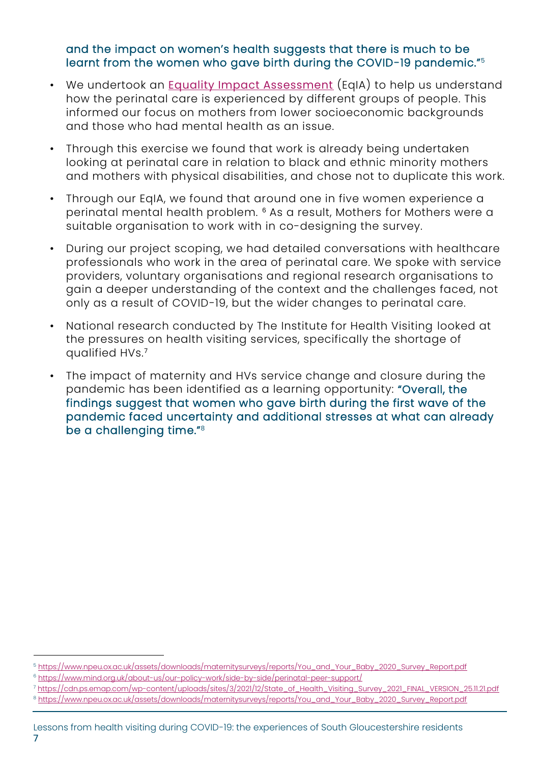and the impact on women's health suggests that there is much to be learnt from the women who gave birth during the COVID-19 pandemic."[5]

- We undertook an Equality Impact Assessment (EqIA) to help us understand how the perinatal care is experienced by different groups of people. This informed our focus on mothers from lower socioeconomic backgrounds and those who had mental health as an issue.
- Through this exercise we found that work is already being undertaken looking at perinatal care in relation to black and ethnic minority mothers and mothers with physical disabilities, and chose not to duplicate this work.
- Through our EqIA, we found that around one in five women experience a perinatal mental health problem. [6] As a result, Mothers for Mothers were a suitable organisation to work with in co-designing the survey.
- During our project scoping, we had detailed conversations with healthcare professionals who work in the area of perinatal care. We spoke with service providers, voluntary organisations and regional research organisations to gain a deeper understanding of the context and the challenges faced, not only as a result of COVID-19, but the wider changes to perinatal care.
- National research conducted by The Institute for Health Visiting looked at the pressures on health visiting services, specifically the shortage of qualified HVs.[7]
- The impact of maternity and HVs service change and closure during the pandemic has been identified as a learning opportunity: "Overall, the findings suggest that women who gave birth during the first wave of the pandemic faced uncertainty and additional stresses at what can already be a challenging time."[8]

---

[5] https://www.npeu.ox.ac.uk/assets/downloads/maternitysurveys/reports/You_and_Your_Baby_2020_Survey_Report.pdf

[6] https://www.mind.org.uk/about-us/our-policy-work/side-by-side/perinatal-peer-support/

[7] https://cdn.ps.emap.com/wp-content/uploads/sites/3/2021/12/State_of_Health_Visiting_Survey_2021_FINAL_VERSION_25.11.21.pdf

[8] https://www.npeu.ox.ac.uk/assets/downloads/maternitysurveys/reports/You_and_Your_Baby_2020_Survey_Report.pdf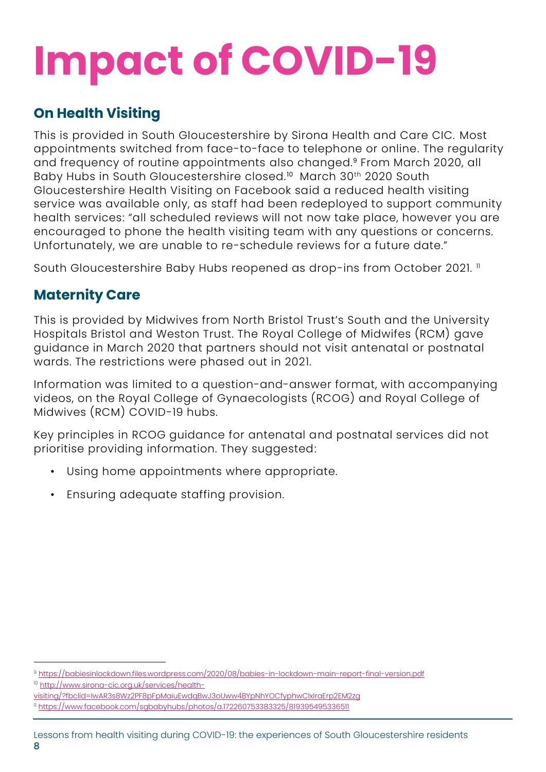# Impact of COVID-19

## On Health Visiting

This is provided in South Gloucestershire by Sirona Health and Care CIC. Most appointments switched from face-to-face to telephone or online. The regularity and frequency of routine appointments also changed.[9] From March 2020, all Baby Hubs in South Gloucestershire closed.[10] March 30th 2020 South Gloucestershire Health Visiting on Facebook said a reduced health visiting service was available only, as staff had been redeployed to support community health services: "all scheduled reviews will not now take place, however you are encouraged to phone the health visiting team with any questions or concerns. Unfortunately, we are unable to re-schedule reviews for a future date."

South Gloucestershire Baby Hubs reopened as drop-ins from October 2021. [11]

## Maternity Care

This is provided by Midwives from North Bristol Trust's South and the University Hospitals Bristol and Weston Trust. The Royal College of Midwifes (RCM) gave guidance in March 2020 that partners should not visit antenatal or postnatal wards. The restrictions were phased out in 2021.

Information was limited to a question-and-answer format, with accompanying videos, on the Royal College of Gynaecologists (RCOG) and Royal College of Midwives (RCM) COVID-19 hubs.

Key principles in RCOG guidance for antenatal and postnatal services did not prioritise providing information. They suggested:

- Using home appointments where appropriate.
- Ensuring adequate staffing provision.

---

[9] https://babiesinlockdown.files.wordpress.com/2020/08/babies-in-lockdown-main-report-final-version.pdf

[10] http://www.sirona-cic.org.uk/services/health-visiting/?fbclid=IwAR3s8Wz2PF8pFpMaiuEwdqBwJ3oUww4BYpNhYOCfyphwClxlraErp2EM2zg

[11] https://www.facebook.com/sgbabyhubs/photos/a.172260753383325/819395495336511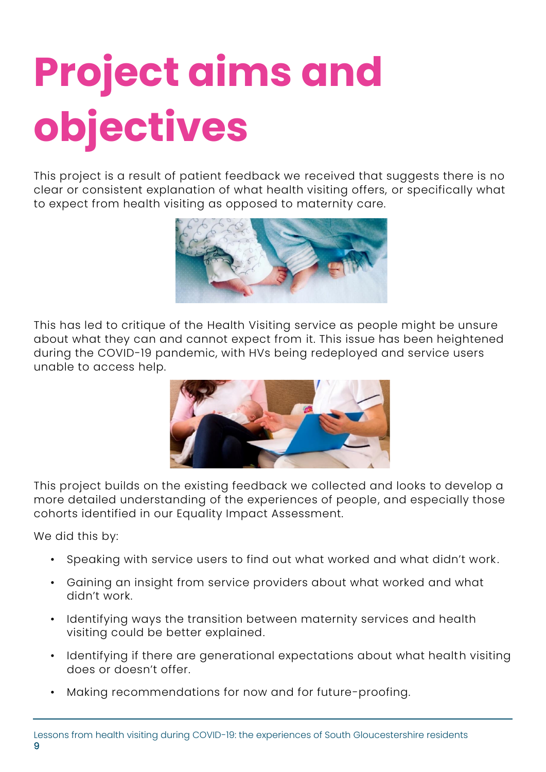# Project aims and objectives

This project is a result of patient feedback we received that suggests there is no clear or consistent explanation of what health visiting offers, or specifically what to expect from health visiting as opposed to maternity care.

This has led to critique of the Health Visiting service as people might be unsure about what they can and cannot expect from it. This issue has been heightened during the COVID-19 pandemic, with HVs being redeployed and service users unable to access help.

This project builds on the existing feedback we collected and looks to develop a more detailed understanding of the experiences of people, and especially those cohorts identified in our Equality Impact Assessment.

We did this by:

- Speaking with service users to find out what worked and what didn't work.
- Gaining an insight from service providers about what worked and what didn't work.
- Identifying ways the transition between maternity services and health visiting could be better explained.
- Identifying if there are generational expectations about what health visiting does or doesn't offer.
- Making recommendations for now and for future-proofing.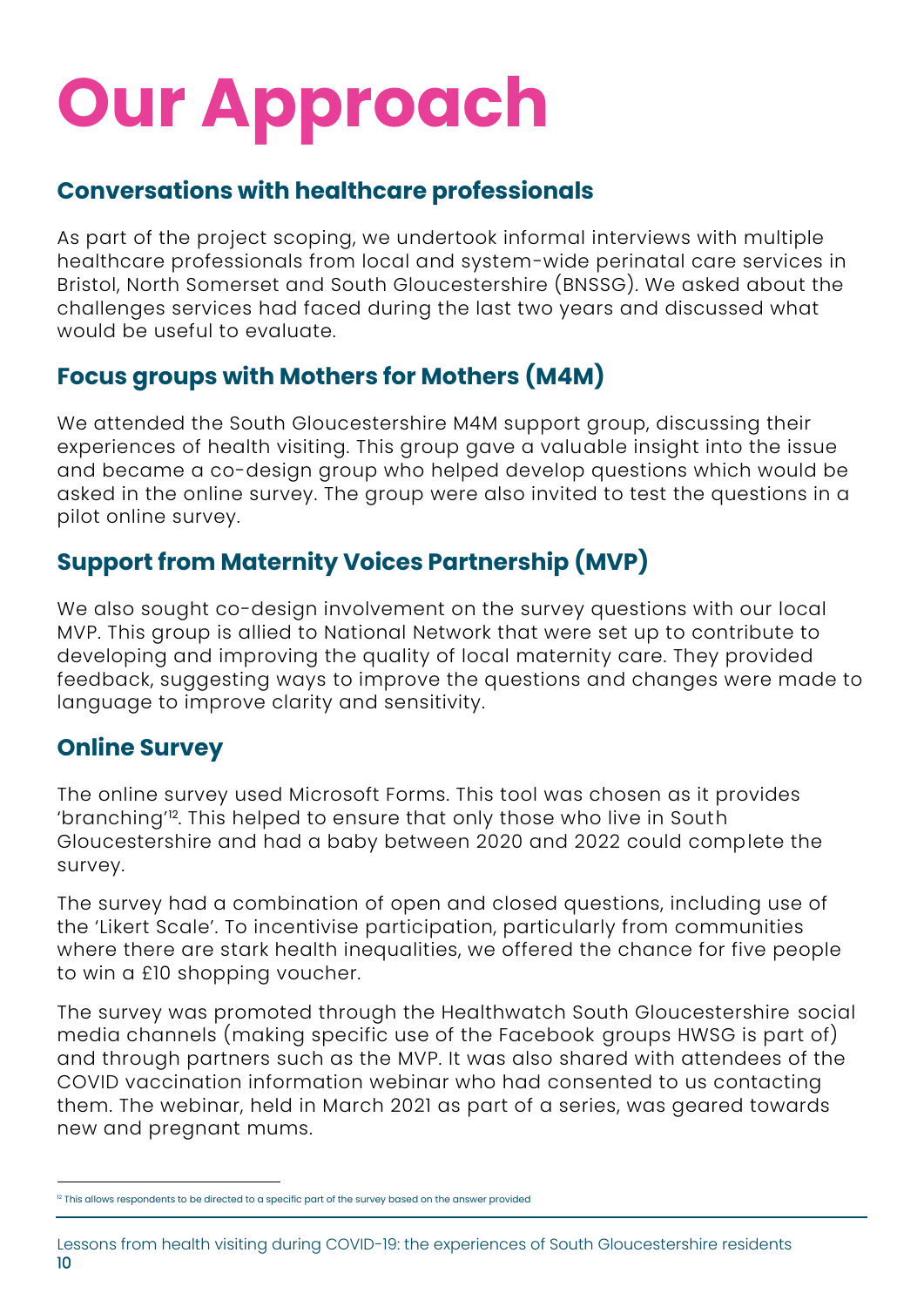# Our Approach

## Conversations with healthcare professionals

As part of the project scoping, we undertook informal interviews with multiple healthcare professionals from local and system-wide perinatal care services in Bristol, North Somerset and South Gloucestershire (BNSSG). We asked about the challenges services had faced during the last two years and discussed what would be useful to evaluate.

## Focus groups with Mothers for Mothers (M4M)

We attended the South Gloucestershire M4M support group, discussing their experiences of health visiting. This group gave a valuable insight into the issue and became a co-design group who helped develop questions which would be asked in the online survey. The group were also invited to test the questions in a pilot online survey.

## Support from Maternity Voices Partnership (MVP)

We also sought co-design involvement on the survey questions with our local MVP. This group is allied to National Network that were set up to contribute to developing and improving the quality of local maternity care. They provided feedback, suggesting ways to improve the questions and changes were made to language to improve clarity and sensitivity.

## Online Survey

The online survey used Microsoft Forms. This tool was chosen as it provides 'branching'[12]. This helped to ensure that only those who live in South Gloucestershire and had a baby between 2020 and 2022 could complete the survey.

The survey had a combination of open and closed questions, including use of the 'Likert Scale'. To incentivise participation, particularly from communities where there are stark health inequalities, we offered the chance for five people to win a £10 shopping voucher.

The survey was promoted through the Healthwatch South Gloucestershire social media channels (making specific use of the Facebook groups HWSG is part of) and through partners such as the MVP. It was also shared with attendees of the COVID vaccination information webinar who had consented to us contacting them. The webinar, held in March 2021 as part of a series, was geared towards new and pregnant mums.

[12] This allows respondents to be directed to a specific part of the survey based on the answer provided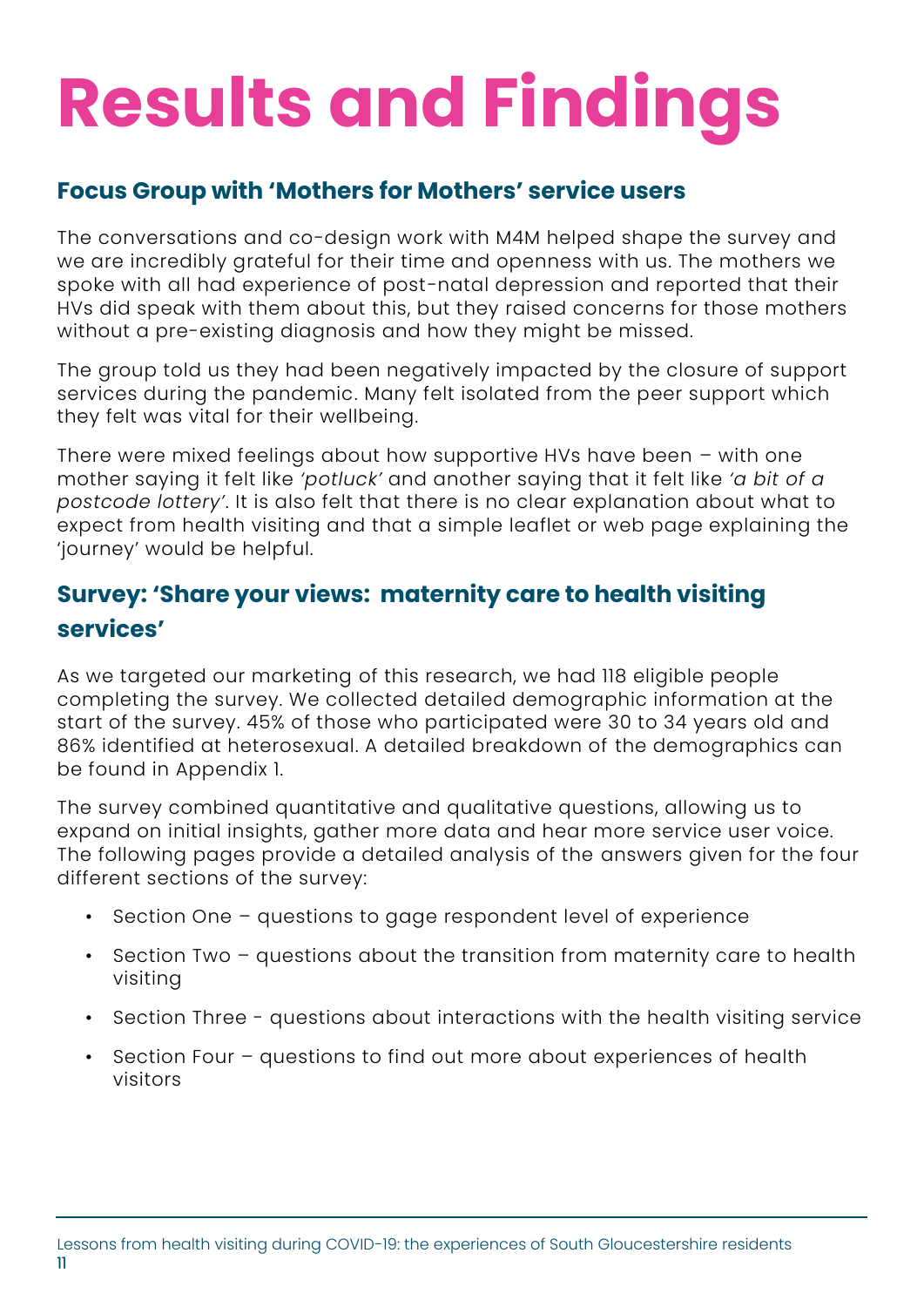# Results and Findings

## Focus Group with 'Mothers for Mothers' service users

The conversations and co-design work with M4M helped shape the survey and we are incredibly grateful for their time and openness with us. The mothers we spoke with all had experience of post-natal depression and reported that their HVs did speak with them about this, but they raised concerns for those mothers without a pre-existing diagnosis and how they might be missed.

The group told us they had been negatively impacted by the closure of support services during the pandemic. Many felt isolated from the peer support which they felt was vital for their wellbeing.

There were mixed feelings about how supportive HVs have been – with one mother saying it felt like *'potluck'* and another saying that it felt like *'a bit of a postcode lottery'*. It is also felt that there is no clear explanation about what to expect from health visiting and that a simple leaflet or web page explaining the 'journey' would be helpful.

## Survey: 'Share your views: maternity care to health visiting services'

As we targeted our marketing of this research, we had 118 eligible people completing the survey. We collected detailed demographic information at the start of the survey. 45% of those who participated were 30 to 34 years old and 86% identified at heterosexual. A detailed breakdown of the demographics can be found in Appendix 1.

The survey combined quantitative and qualitative questions, allowing us to expand on initial insights, gather more data and hear more service user voice. The following pages provide a detailed analysis of the answers given for the four different sections of the survey:

- Section One – questions to gage respondent level of experience
- Section Two – questions about the transition from maternity care to health visiting
- Section Three - questions about interactions with the health visiting service
- Section Four – questions to find out more about experiences of health visitors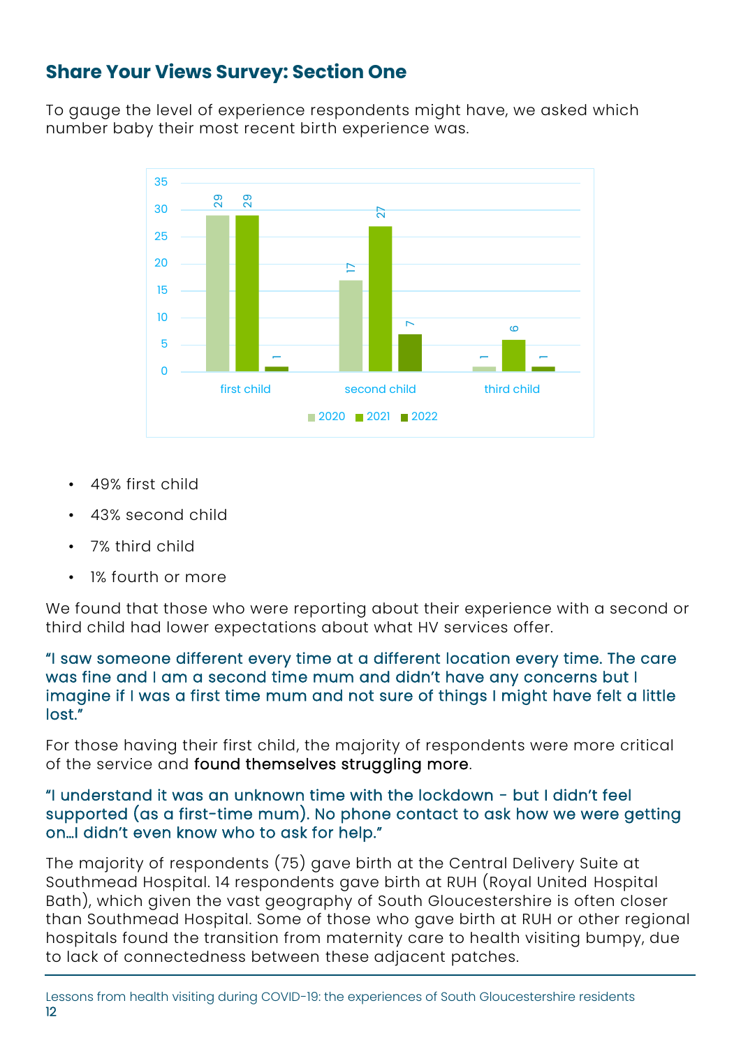## Share Your Views Survey: Section One

To gauge the level of experience respondents might have, we asked which number baby their most recent birth experience was.

| | 2020 | 2021 | 2022 |
|---|---|---|---|
| first child | 29 | 29 | 1 |
| second child | 17 | 27 | 7 |
| third child | 1 | 6 | 1 |

- 49% first child
- 43% second child
- 7% third child
- 1% fourth or more

We found that those who were reporting about their experience with a second or third child had lower expectations about what HV services offer.

"I saw someone different every time at a different location every time. The care was fine and I am a second time mum and didn't have any concerns but I imagine if I was a first time mum and not sure of things I might have felt a little lost."

For those having their first child, the majority of respondents were more critical of the service and found themselves struggling more.

"I understand it was an unknown time with the lockdown - but I didn't feel supported (as a first-time mum). No phone contact to ask how we were getting on…I didn't even know who to ask for help."

The majority of respondents (75) gave birth at the Central Delivery Suite at Southmead Hospital. 14 respondents gave birth at RUH (Royal United Hospital Bath), which given the vast geography of South Gloucestershire is often closer than Southmead Hospital. Some of those who gave birth at RUH or other regional hospitals found the transition from maternity care to health visiting bumpy, due to lack of connectedness between these adjacent patches.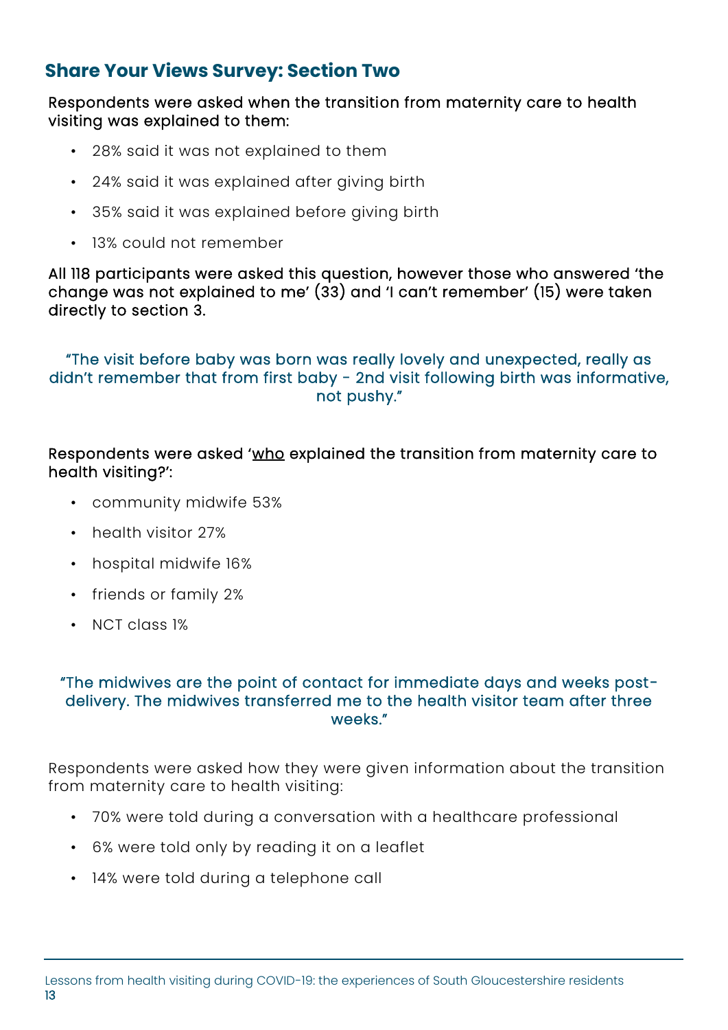## Share Your Views Survey: Section Two

Respondents were asked when the transition from maternity care to health visiting was explained to them:

- 28% said it was not explained to them
- 24% said it was explained after giving birth
- 35% said it was explained before giving birth
- 13% could not remember

All 118 participants were asked this question, however those who answered 'the change was not explained to me' (33) and 'I can't remember' (15) were taken directly to section 3.

"The visit before baby was born was really lovely and unexpected, really as didn't remember that from first baby - 2nd visit following birth was informative, not pushy."

Respondents were asked '<u>who</u> explained the transition from maternity care to health visiting?':

- community midwife 53%
- health visitor 27%
- hospital midwife 16%
- friends or family 2%
- NCT class 1%

"The midwives are the point of contact for immediate days and weeks post-delivery. The midwives transferred me to the health visitor team after three weeks."

Respondents were asked how they were given information about the transition from maternity care to health visiting:

- 70% were told during a conversation with a healthcare professional
- 6% were told only by reading it on a leaflet
- 14% were told during a telephone call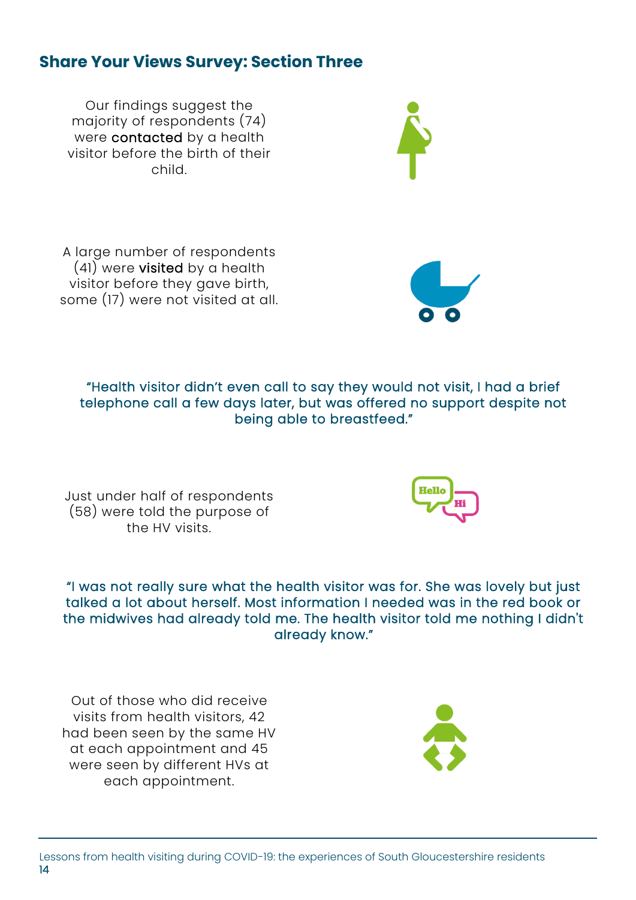## Share Your Views Survey: Section Three

Our findings suggest the majority of respondents (74) were **contacted** by a health visitor before the birth of their child.

A large number of respondents (41) were **visited** by a health visitor before they gave birth, some (17) were not visited at all.

"Health visitor didn't even call to say they would not visit, I had a brief telephone call a few days later, but was offered no support despite not being able to breastfeed."

Just under half of respondents (58) were told the purpose of the HV visits.

"I was not really sure what the health visitor was for. She was lovely but just talked a lot about herself. Most information I needed was in the red book or the midwives had already told me. The health visitor told me nothing I didn't already know."

Out of those who did receive visits from health visitors, 42 had been seen by the same HV at each appointment and 45 were seen by different HVs at each appointment.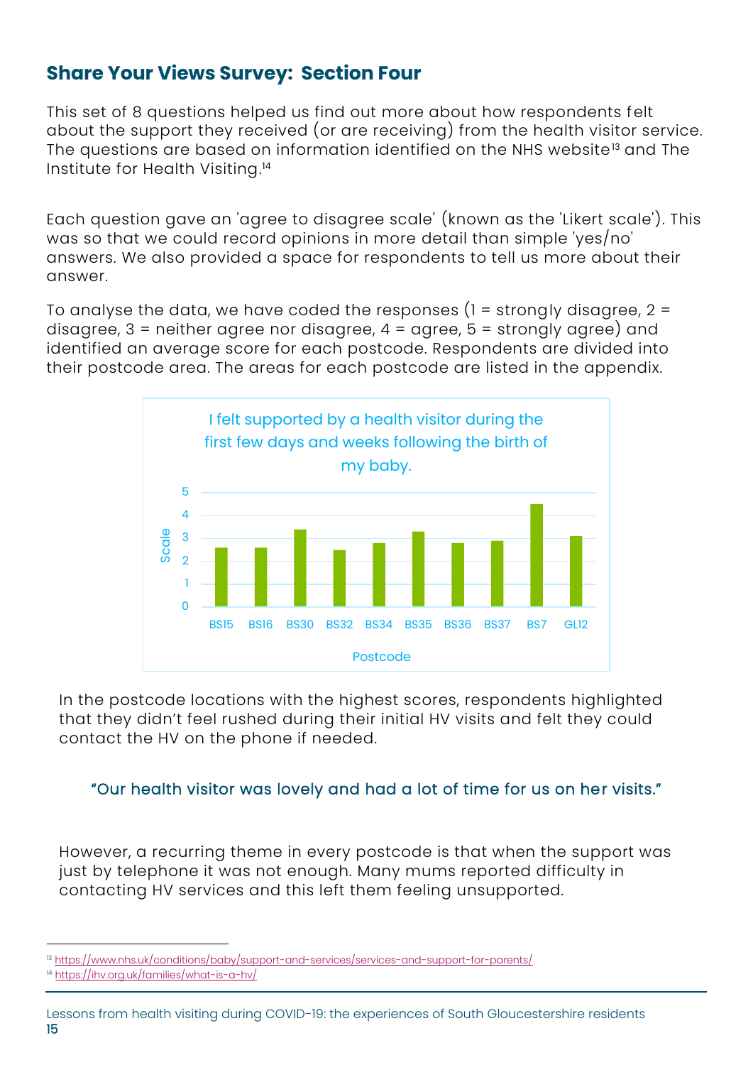## Share Your Views Survey: Section Four

This set of 8 questions helped us find out more about how respondents felt about the support they received (or are receiving) from the health visitor service. The questions are based on information identified on the NHS website[13] and The Institute for Health Visiting.[14]

Each question gave an 'agree to disagree scale' (known as the 'Likert scale'). This was so that we could record opinions in more detail than simple 'yes/no' answers. We also provided a space for respondents to tell us more about their answer.

To analyse the data, we have coded the responses (1 = strongly disagree, 2 = disagree, 3 = neither agree nor disagree, 4 = agree, 5 = strongly agree) and identified an average score for each postcode. Respondents are divided into their postcode area. The areas for each postcode are listed in the appendix.

I felt supported by a health visitor during the first few days and weeks following the birth of my baby.

| Postcode | Scale |
| --- | --- |
| BS15 | 2.6 |
| BS16 | 2.6 |
| BS30 | 3.4 |
| BS32 | 2.5 |
| BS34 | 2.8 |
| BS35 | 3.3 |
| BS36 | 2.8 |
| BS37 | 2.9 |
| BS7 | 4.5 |
| GL12 | 3.1 |

In the postcode locations with the highest scores, respondents highlighted that they didn't feel rushed during their initial HV visits and felt they could contact the HV on the phone if needed.

> "Our health visitor was lovely and had a lot of time for us on her visits."

However, a recurring theme in every postcode is that when the support was just by telephone it was not enough. Many mums reported difficulty in contacting HV services and this left them feeling unsupported.

---

[13] https://www.nhs.uk/conditions/baby/support-and-services/services-and-support-for-parents/

[14] https://ihv.org.uk/families/what-is-a-hv/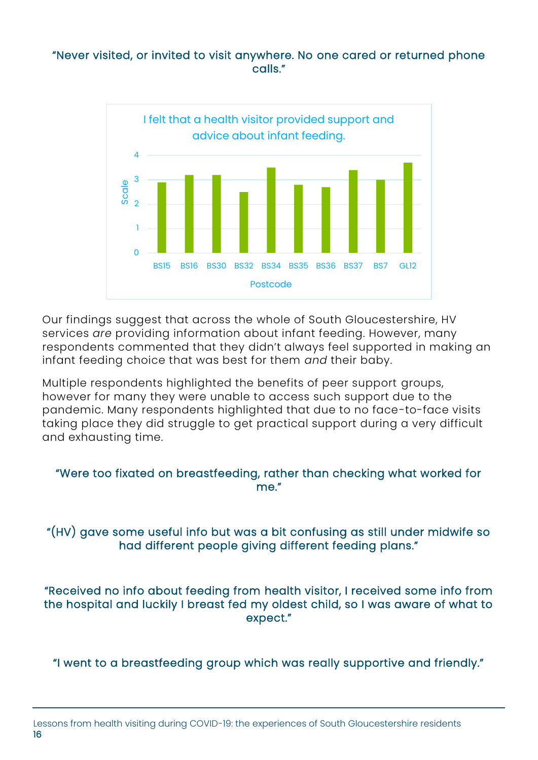"Never visited, or invited to visit anywhere. No one cared or returned phone calls."

I felt that a health visitor provided support and advice about infant feeding.

| Postcode | Scale |
|---|---|
| BS15 | 2.9 |
| BS16 | 3.2 |
| BS30 | 3.2 |
| BS32 | 2.5 |
| BS34 | 3.5 |
| BS35 | 2.8 |
| BS36 | 2.7 |
| BS37 | 3.4 |
| BS7 | 3.0 |
| GL12 | 3.7 |

Our findings suggest that across the whole of South Gloucestershire, HV services *are* providing information about infant feeding. However, many respondents commented that they didn't always feel supported in making an infant feeding choice that was best for them *and* their baby.

Multiple respondents highlighted the benefits of peer support groups, however for many they were unable to access such support due to the pandemic. Many respondents highlighted that due to no face-to-face visits taking place they did struggle to get practical support during a very difficult and exhausting time.

"Were too fixated on breastfeeding, rather than checking what worked for me."

"(HV) gave some useful info but was a bit confusing as still under midwife so had different people giving different feeding plans."

"Received no info about feeding from health visitor, I received some info from the hospital and luckily I breast fed my oldest child, so I was aware of what to expect."

"I went to a breastfeeding group which was really supportive and friendly."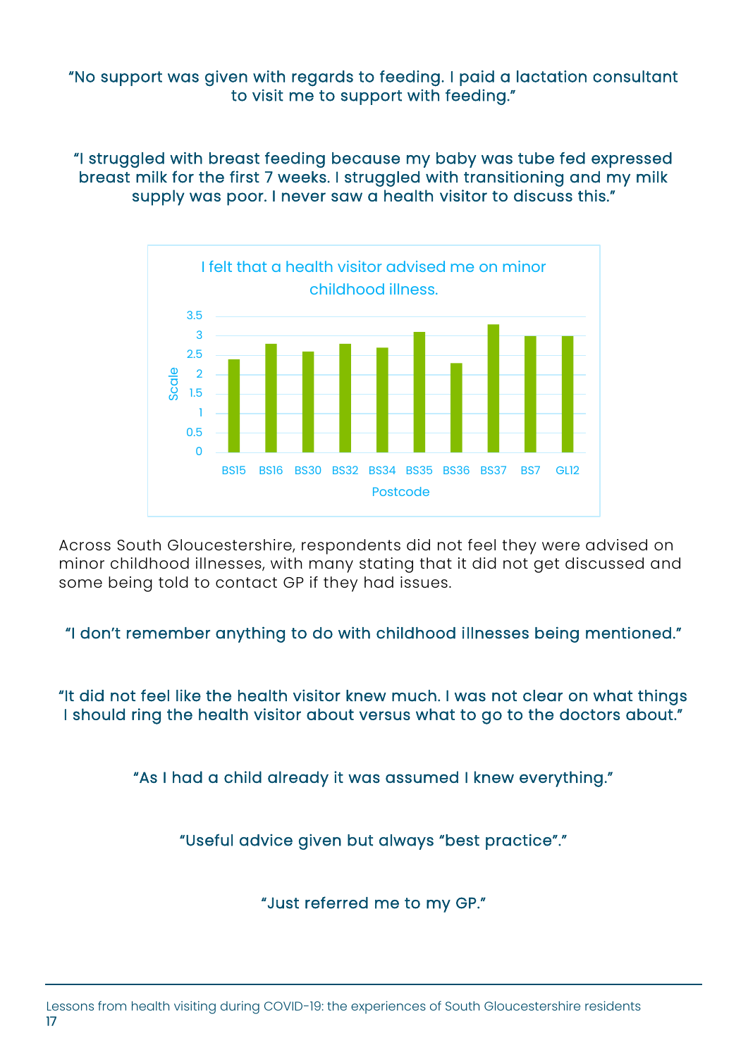"No support was given with regards to feeding. I paid a lactation consultant to visit me to support with feeding."

"I struggled with breast feeding because my baby was tube fed expressed breast milk for the first 7 weeks. I struggled with transitioning and my milk supply was poor. I never saw a health visitor to discuss this."

**I felt that a health visitor advised me on minor childhood illness.**

| Postcode | Scale |
|---|---|
| BS15 | 2.4 |
| BS16 | 2.8 |
| BS30 | 2.6 |
| BS32 | 2.8 |
| BS34 | 2.7 |
| BS35 | 3.1 |
| BS36 | 2.3 |
| BS37 | 3.3 |
| BS7 | 3 |
| GL12 | 3 |

Across South Gloucestershire, respondents did not feel they were advised on minor childhood illnesses, with many stating that it did not get discussed and some being told to contact GP if they had issues.

"I don't remember anything to do with childhood illnesses being mentioned."

"It did not feel like the health visitor knew much. I was not clear on what things I should ring the health visitor about versus what to go to the doctors about."

"As I had a child already it was assumed I knew everything."

"Useful advice given but always "best practice"."

"Just referred me to my GP."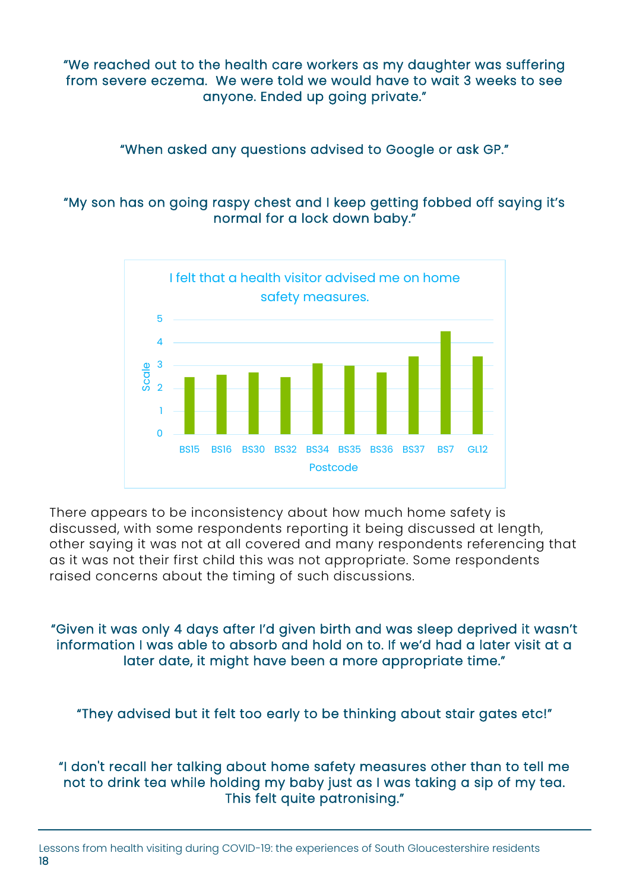“We reached out to the health care workers as my daughter was suffering from severe eczema. We were told we would have to wait 3 weeks to see anyone. Ended up going private.”

“When asked any questions advised to Google or ask GP.”

“My son has on going raspy chest and I keep getting fobbed off saying it’s normal for a lock down baby.”

I felt that a health visitor advised me on home safety measures.

| Postcode | Scale |
|---|---|
| BS15 | 2.5 |
| BS16 | 2.6 |
| BS30 | 2.7 |
| BS32 | 2.5 |
| BS34 | 3.1 |
| BS35 | 3.0 |
| BS36 | 2.7 |
| BS37 | 3.4 |
| BS7 | 4.5 |
| GL12 | 3.4 |

There appears to be inconsistency about how much home safety is discussed, with some respondents reporting it being discussed at length, other saying it was not at all covered and many respondents referencing that as it was not their first child this was not appropriate. Some respondents raised concerns about the timing of such discussions.

“Given it was only 4 days after I’d given birth and was sleep deprived it wasn’t information I was able to absorb and hold on to. If we’d had a later visit at a later date, it might have been a more appropriate time.”

“They advised but it felt too early to be thinking about stair gates etc!”

“I don't recall her talking about home safety measures other than to tell me not to drink tea while holding my baby just as I was taking a sip of my tea. This felt quite patronising.”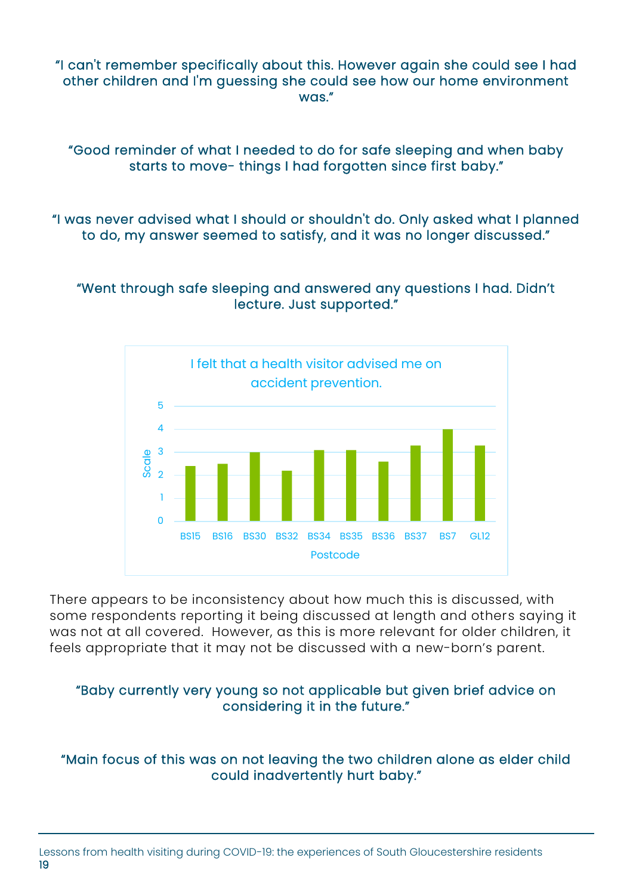"I can't remember specifically about this. However again she could see I had other children and I'm guessing she could see how our home environment was."

"Good reminder of what I needed to do for safe sleeping and when baby starts to move- things I had forgotten since first baby."

"I was never advised what I should or shouldn't do. Only asked what I planned to do, my answer seemed to satisfy, and it was no longer discussed."

"Went through safe sleeping and answered any questions I had. Didn't lecture. Just supported."

I felt that a health visitor advised me on accident prevention.

| Postcode | Scale |
|---|---|
| BS15 | 2.4 |
| BS16 | 2.5 |
| BS30 | 3.0 |
| BS32 | 2.2 |
| BS34 | 3.1 |
| BS35 | 3.1 |
| BS36 | 2.6 |
| BS37 | 3.3 |
| BS7 | 4.0 |
| GL12 | 3.3 |

There appears to be inconsistency about how much this is discussed, with some respondents reporting it being discussed at length and others saying it was not at all covered. However, as this is more relevant for older children, it feels appropriate that it may not be discussed with a new-born's parent.

"Baby currently very young so not applicable but given brief advice on considering it in the future."

"Main focus of this was on not leaving the two children alone as elder child could inadvertently hurt baby."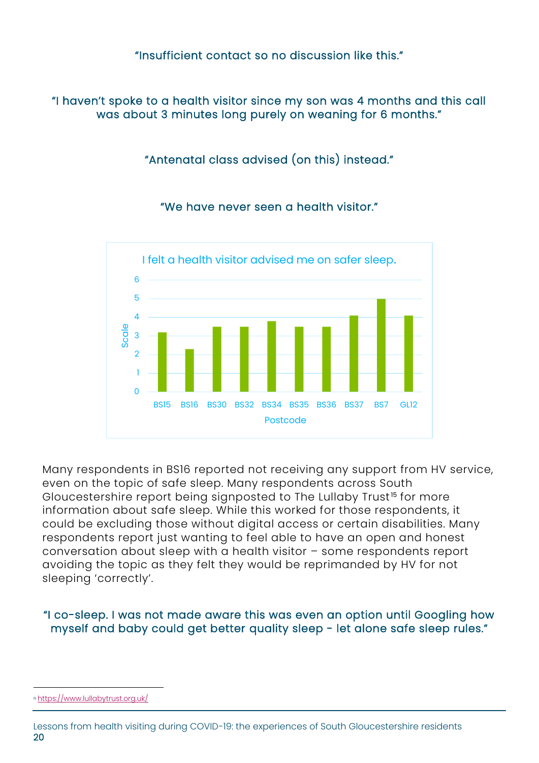"Insufficient contact so no discussion like this."

"I haven't spoke to a health visitor since my son was 4 months and this call was about 3 minutes long purely on weaning for 6 months."

"Antenatal class advised (on this) instead."

"We have never seen a health visitor."

I felt a health visitor advised me on safer sleep.

| Postcode | Scale |
|---|---|
| BS15 | 3.2 |
| BS16 | 2.3 |
| BS30 | 3.5 |
| BS32 | 3.5 |
| BS34 | 3.8 |
| BS35 | 3.5 |
| BS36 | 3.5 |
| BS37 | 4.1 |
| BS7 | 5 |
| GL12 | 4.1 |

Many respondents in BS16 reported not receiving any support from HV service, even on the topic of safe sleep. Many respondents across South Gloucestershire report being signposted to The Lullaby Trust[15] for more information about safe sleep. While this worked for those respondents, it could be excluding those without digital access or certain disabilities. Many respondents report just wanting to feel able to have an open and honest conversation about sleep with a health visitor – some respondents report avoiding the topic as they felt they would be reprimanded by HV for not sleeping 'correctly'.

"I co-sleep. I was not made aware this was even an option until Googling how myself and baby could get better quality sleep - let alone safe sleep rules."

[15] https://www.lullabytrust.org.uk/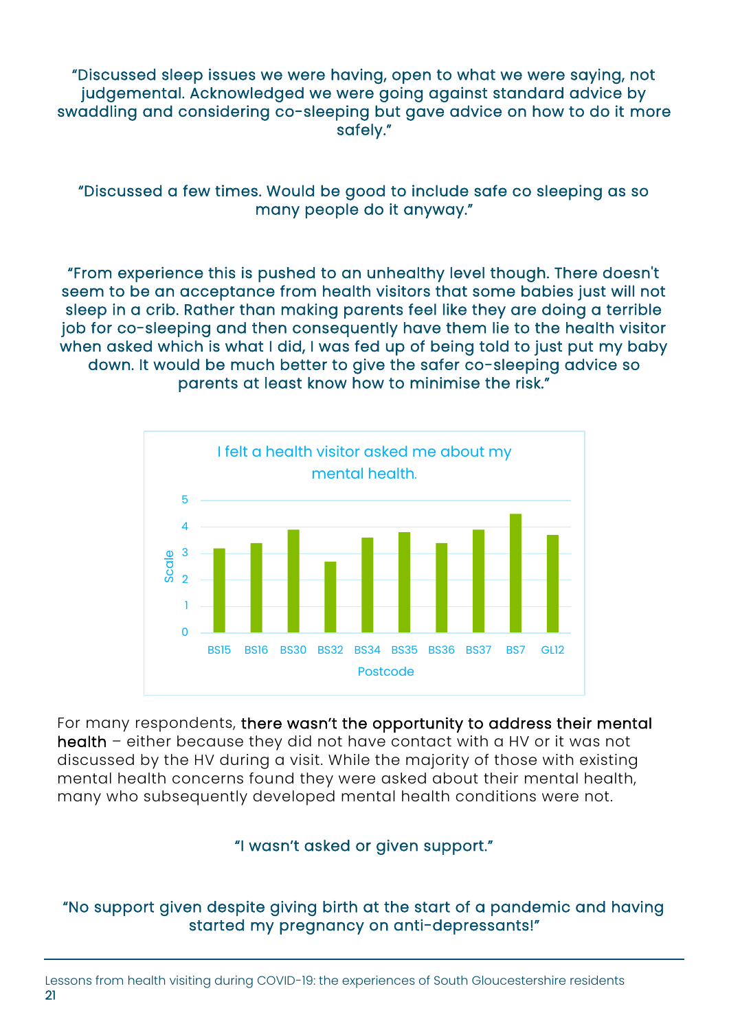"Discussed sleep issues we were having, open to what we were saying, not judgemental. Acknowledged we were going against standard advice by swaddling and considering co-sleeping but gave advice on how to do it more safely."

"Discussed a few times. Would be good to include safe co sleeping as so many people do it anyway."

"From experience this is pushed to an unhealthy level though. There doesn't seem to be an acceptance from health visitors that some babies just will not sleep in a crib. Rather than making parents feel like they are doing a terrible job for co-sleeping and then consequently have them lie to the health visitor when asked which is what I did, I was fed up of being told to just put my baby down. It would be much better to give the safer co-sleeping advice so parents at least know how to minimise the risk."

I felt a health visitor asked me about my mental health.

| Postcode | BS15 | BS16 | BS30 | BS32 | BS34 | BS35 | BS36 | BS37 | BS7 | GL12 |
|---|---|---|---|---|---|---|---|---|---|---|
| Scale | 3.2 | 3.4 | 3.9 | 2.7 | 3.6 | 3.8 | 3.4 | 3.9 | 4.5 | 3.7 |

For many respondents, **there wasn't the opportunity to address their mental health** – either because they did not have contact with a HV or it was not discussed by the HV during a visit. While the majority of those with existing mental health concerns found they were asked about their mental health, many who subsequently developed mental health conditions were not.

"I wasn't asked or given support."

"No support given despite giving birth at the start of a pandemic and having started my pregnancy on anti-depressants!"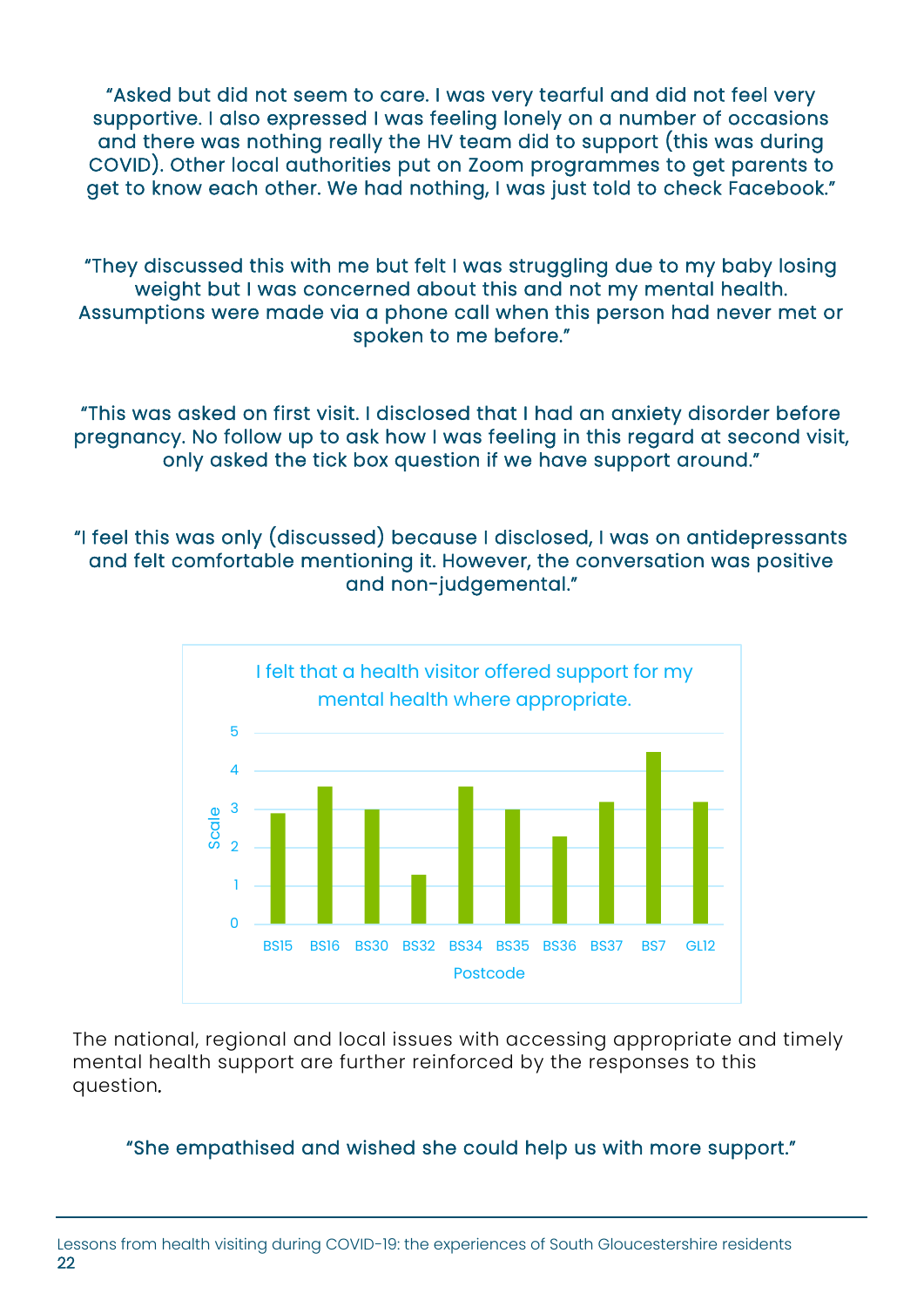"Asked but did not seem to care. I was very tearful and did not feel very supportive. I also expressed I was feeling lonely on a number of occasions and there was nothing really the HV team did to support (this was during COVID). Other local authorities put on Zoom programmes to get parents to get to know each other. We had nothing, I was just told to check Facebook."

"They discussed this with me but felt I was struggling due to my baby losing weight but I was concerned about this and not my mental health. Assumptions were made via a phone call when this person had never met or spoken to me before."

"This was asked on first visit. I disclosed that I had an anxiety disorder before pregnancy. No follow up to ask how I was feeling in this regard at second visit, only asked the tick box question if we have support around."

"I feel this was only (discussed) because I disclosed, I was on antidepressants and felt comfortable mentioning it. However, the conversation was positive and non-judgemental."

I felt that a health visitor offered support for my mental health where appropriate.

| Postcode | Scale |
|---|---|
| BS15 | 2.9 |
| BS16 | 3.6 |
| BS30 | 3.0 |
| BS32 | 1.3 |
| BS34 | 3.6 |
| BS35 | 3.0 |
| BS36 | 2.3 |
| BS37 | 3.2 |
| BS7 | 4.5 |
| GL12 | 3.2 |

The national, regional and local issues with accessing appropriate and timely mental health support are further reinforced by the responses to this question.

"She empathised and wished she could help us with more support."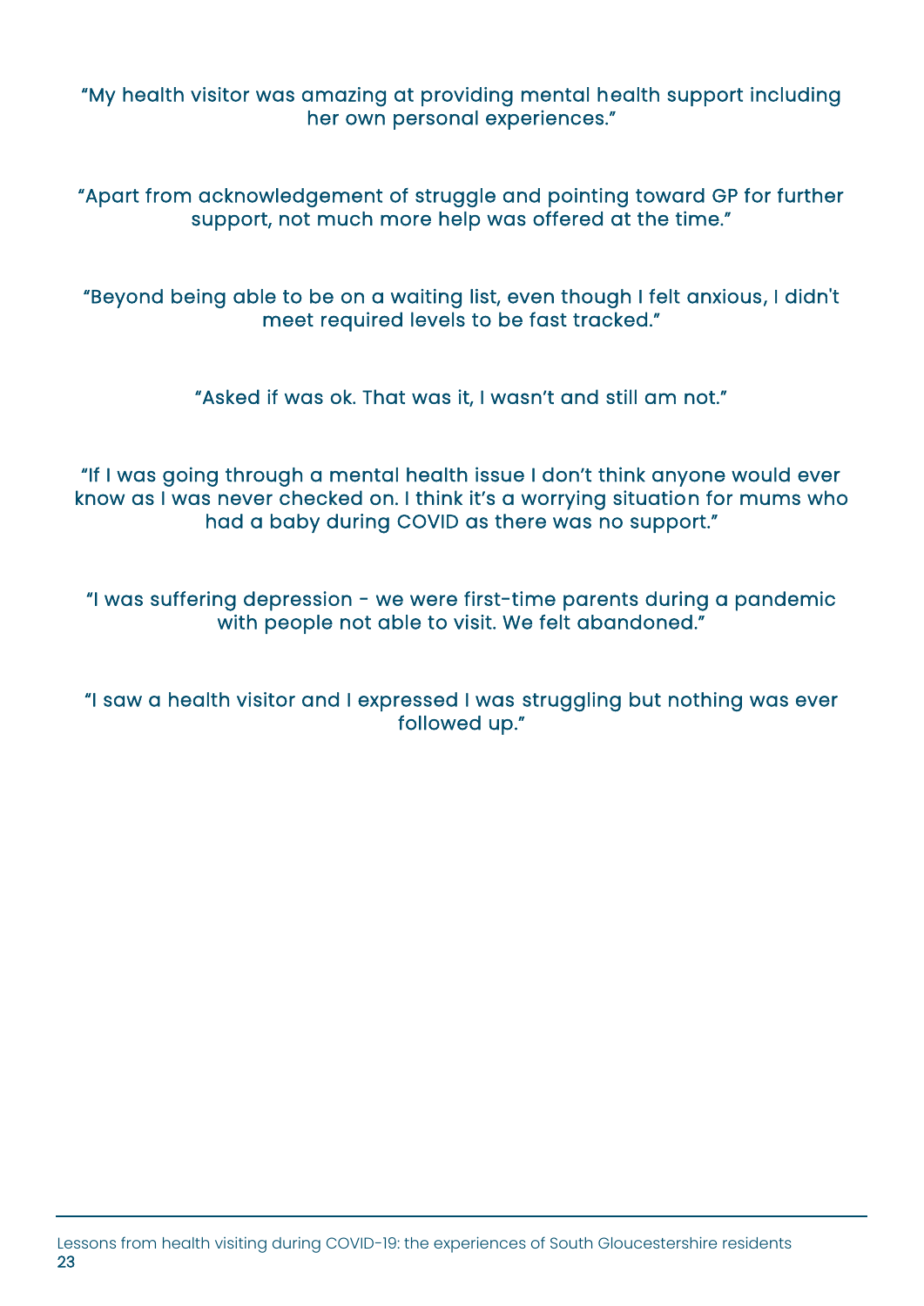"My health visitor was amazing at providing mental health support including her own personal experiences."

"Apart from acknowledgement of struggle and pointing toward GP for further support, not much more help was offered at the time."

"Beyond being able to be on a waiting list, even though I felt anxious, I didn't meet required levels to be fast tracked."

"Asked if was ok. That was it, I wasn't and still am not."

"If I was going through a mental health issue I don't think anyone would ever know as I was never checked on. I think it's a worrying situation for mums who had a baby during COVID as there was no support."

"I was suffering depression - we were first-time parents during a pandemic with people not able to visit. We felt abandoned."

"I saw a health visitor and I expressed I was struggling but nothing was ever followed up."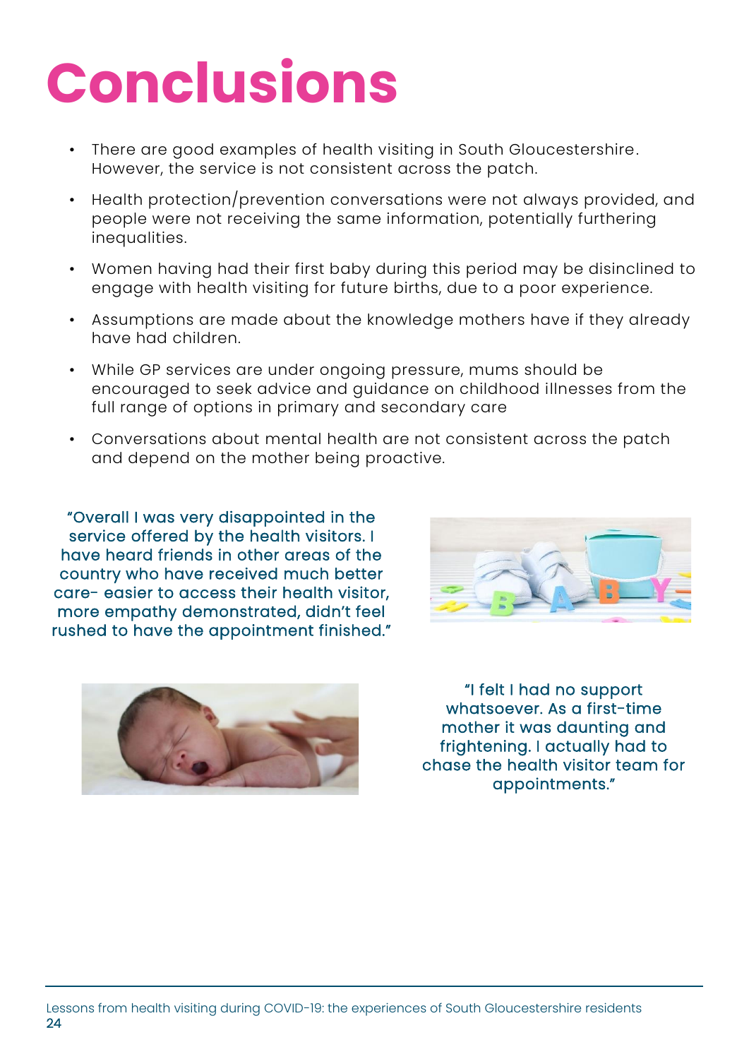# Conclusions

- There are good examples of health visiting in South Gloucestershire. However, the service is not consistent across the patch.
- Health protection/prevention conversations were not always provided, and people were not receiving the same information, potentially furthering inequalities.
- Women having had their first baby during this period may be disinclined to engage with health visiting for future births, due to a poor experience.
- Assumptions are made about the knowledge mothers have if they already have had children.
- While GP services are under ongoing pressure, mums should be encouraged to seek advice and guidance on childhood illnesses from the full range of options in primary and secondary care
- Conversations about mental health are not consistent across the patch and depend on the mother being proactive.

"Overall I was very disappointed in the service offered by the health visitors. I have heard friends in other areas of the country who have received much better care- easier to access their health visitor, more empathy demonstrated, didn't feel rushed to have the appointment finished."

"I felt I had no support whatsoever. As a first-time mother it was daunting and frightening. I actually had to chase the health visitor team for appointments."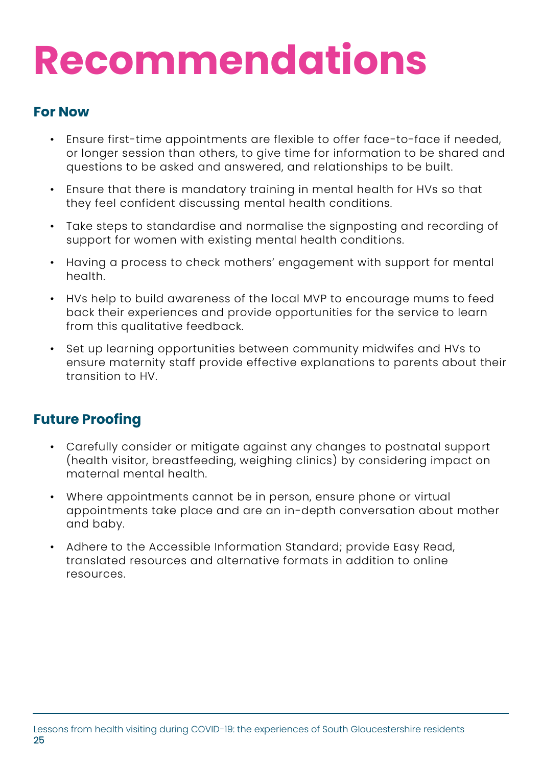# Recommendations

## For Now

- Ensure first-time appointments are flexible to offer face-to-face if needed, or longer session than others, to give time for information to be shared and questions to be asked and answered, and relationships to be built.
- Ensure that there is mandatory training in mental health for HVs so that they feel confident discussing mental health conditions.
- Take steps to standardise and normalise the signposting and recording of support for women with existing mental health conditions.
- Having a process to check mothers' engagement with support for mental health.
- HVs help to build awareness of the local MVP to encourage mums to feed back their experiences and provide opportunities for the service to learn from this qualitative feedback.
- Set up learning opportunities between community midwifes and HVs to ensure maternity staff provide effective explanations to parents about their transition to HV.

## Future Proofing

- Carefully consider or mitigate against any changes to postnatal support (health visitor, breastfeeding, weighing clinics) by considering impact on maternal mental health.
- Where appointments cannot be in person, ensure phone or virtual appointments take place and are an in-depth conversation about mother and baby.
- Adhere to the Accessible Information Standard; provide Easy Read, translated resources and alternative formats in addition to online resources.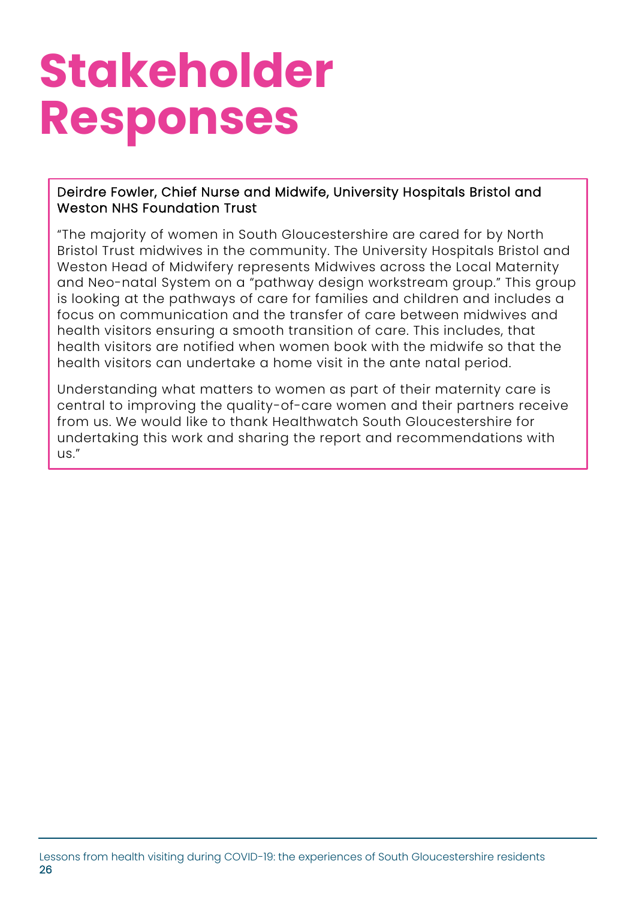# Stakeholder Responses

**Deirdre Fowler, Chief Nurse and Midwife, University Hospitals Bristol and Weston NHS Foundation Trust**

"The majority of women in South Gloucestershire are cared for by North Bristol Trust midwives in the community. The University Hospitals Bristol and Weston Head of Midwifery represents Midwives across the Local Maternity and Neo-natal System on a "pathway design workstream group." This group is looking at the pathways of care for families and children and includes a focus on communication and the transfer of care between midwives and health visitors ensuring a smooth transition of care. This includes, that health visitors are notified when women book with the midwife so that the health visitors can undertake a home visit in the ante natal period.

Understanding what matters to women as part of their maternity care is central to improving the quality-of-care women and their partners receive from us. We would like to thank Healthwatch South Gloucestershire for undertaking this work and sharing the report and recommendations with us."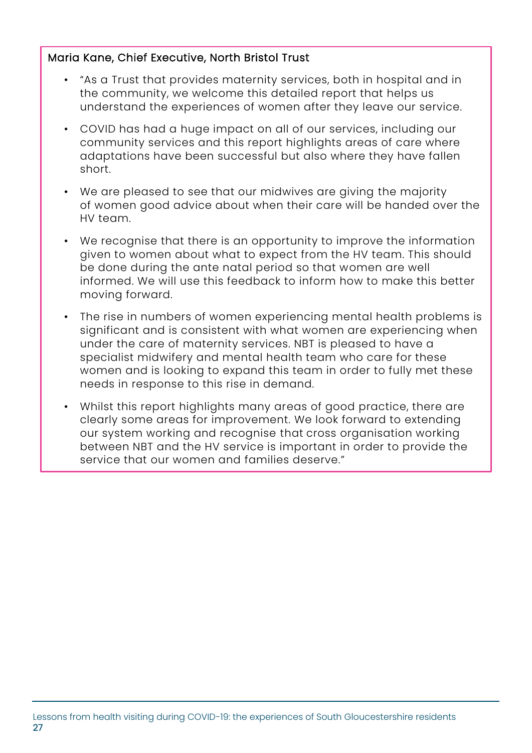**Maria Kane, Chief Executive, North Bristol Trust**

- "As a Trust that provides maternity services, both in hospital and in the community, we welcome this detailed report that helps us understand the experiences of women after they leave our service.
- COVID has had a huge impact on all of our services, including our community services and this report highlights areas of care where adaptations have been successful but also where they have fallen short.
- We are pleased to see that our midwives are giving the majority of women good advice about when their care will be handed over the HV team.
- We recognise that there is an opportunity to improve the information given to women about what to expect from the HV team. This should be done during the ante natal period so that women are well informed. We will use this feedback to inform how to make this better moving forward.
- The rise in numbers of women experiencing mental health problems is significant and is consistent with what women are experiencing when under the care of maternity services. NBT is pleased to have a specialist midwifery and mental health team who care for these women and is looking to expand this team in order to fully met these needs in response to this rise in demand.
- Whilst this report highlights many areas of good practice, there are clearly some areas for improvement. We look forward to extending our system working and recognise that cross organisation working between NBT and the HV service is important in order to provide the service that our women and families deserve."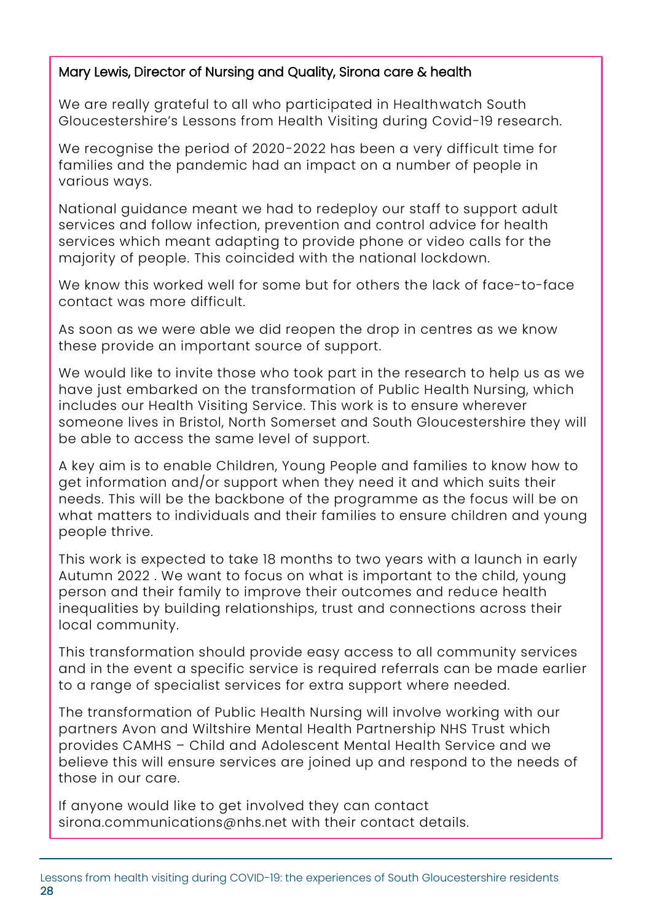**Mary Lewis, Director of Nursing and Quality, Sirona care & health**

We are really grateful to all who participated in Healthwatch South Gloucestershire's Lessons from Health Visiting during Covid-19 research.

We recognise the period of 2020-2022 has been a very difficult time for families and the pandemic had an impact on a number of people in various ways.

National guidance meant we had to redeploy our staff to support adult services and follow infection, prevention and control advice for health services which meant adapting to provide phone or video calls for the majority of people. This coincided with the national lockdown.

We know this worked well for some but for others the lack of face-to-face contact was more difficult.

As soon as we were able we did reopen the drop in centres as we know these provide an important source of support.

We would like to invite those who took part in the research to help us as we have just embarked on the transformation of Public Health Nursing, which includes our Health Visiting Service. This work is to ensure wherever someone lives in Bristol, North Somerset and South Gloucestershire they will be able to access the same level of support.

A key aim is to enable Children, Young People and families to know how to get information and/or support when they need it and which suits their needs. This will be the backbone of the programme as the focus will be on what matters to individuals and their families to ensure children and young people thrive.

This work is expected to take 18 months to two years with a launch in early Autumn 2022 . We want to focus on what is important to the child, young person and their family to improve their outcomes and reduce health inequalities by building relationships, trust and connections across their local community.

This transformation should provide easy access to all community services and in the event a specific service is required referrals can be made earlier to a range of specialist services for extra support where needed.

The transformation of Public Health Nursing will involve working with our partners Avon and Wiltshire Mental Health Partnership NHS Trust which provides CAMHS – Child and Adolescent Mental Health Service and we believe this will ensure services are joined up and respond to the needs of those in our care.

If anyone would like to get involved they can contact sirona.communications@nhs.net with their contact details.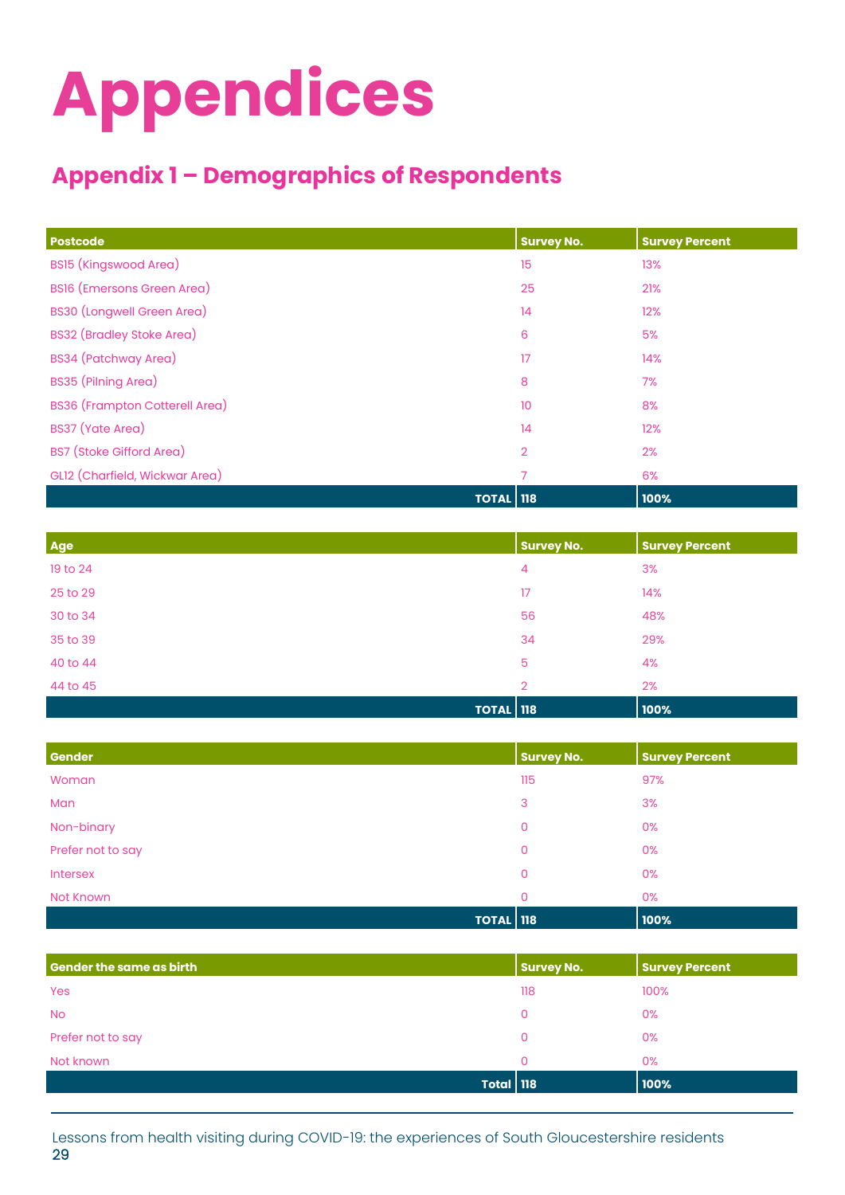# Appendices

## Appendix 1 – Demographics of Respondents

| Postcode | Survey No. | Survey Percent |
|---|---|---|
| BS15 (Kingswood Area) | 15 | 13% |
| BS16 (Emersons Green Area) | 25 | 21% |
| BS30 (Longwell Green Area) | 14 | 12% |
| BS32 (Bradley Stoke Area) | 6 | 5% |
| BS34 (Patchway Area) | 17 | 14% |
| BS35 (Pilning Area) | 8 | 7% |
| BS36 (Frampton Cotterell Area) | 10 | 8% |
| BS37 (Yate Area) | 14 | 12% |
| BS7 (Stoke Gifford Area) | 2 | 2% |
| GL12 (Charfield, Wickwar Area) | 7 | 6% |
| **TOTAL** | **118** | **100%** |

| Age | Survey No. | Survey Percent |
|---|---|---|
| 19 to 24 | 4 | 3% |
| 25 to 29 | 17 | 14% |
| 30 to 34 | 56 | 48% |
| 35 to 39 | 34 | 29% |
| 40 to 44 | 5 | 4% |
| 44 to 45 | 2 | 2% |
| **TOTAL** | **118** | **100%** |

| Gender | Survey No. | Survey Percent |
|---|---|---|
| Woman | 115 | 97% |
| Man | 3 | 3% |
| Non-binary | 0 | 0% |
| Prefer not to say | 0 | 0% |
| Intersex | 0 | 0% |
| Not Known | 0 | 0% |
| **TOTAL** | **118** | **100%** |

| Gender the same as birth | Survey No. | Survey Percent |
|---|---|---|
| Yes | 118 | 100% |
| No | 0 | 0% |
| Prefer not to say | 0 | 0% |
| Not known | 0 | 0% |
| **Total** | **118** | **100%** |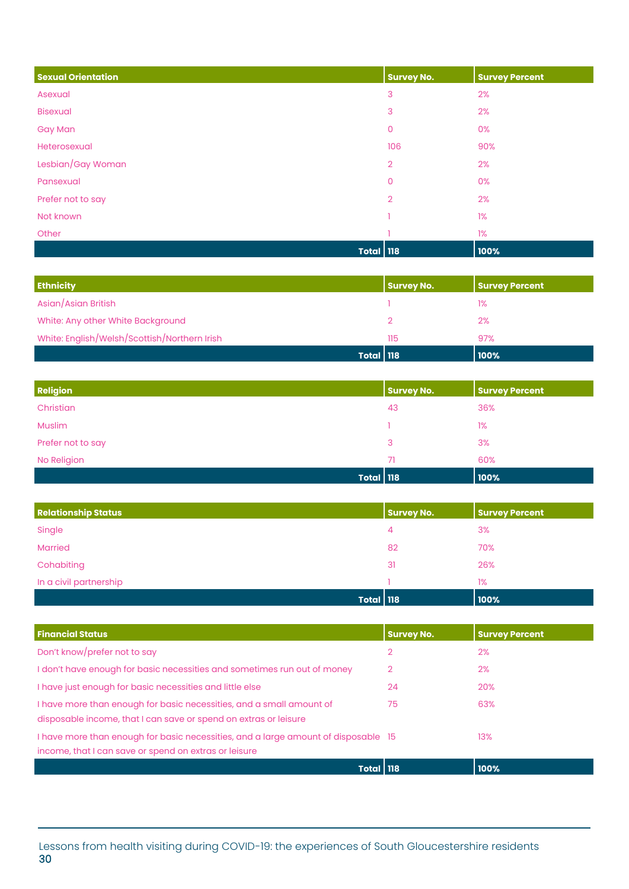| Sexual Orientation | Survey No. | Survey Percent |
|---|---|---|
| Asexual | 3 | 2% |
| Bisexual | 3 | 2% |
| Gay Man | 0 | 0% |
| Heterosexual | 106 | 90% |
| Lesbian/Gay Woman | 2 | 2% |
| Pansexual | 0 | 0% |
| Prefer not to say | 2 | 2% |
| Not known | 1 | 1% |
| Other | 1 | 1% |
| **Total** | **118** | **100%** |

| Ethnicity | Survey No. | Survey Percent |
|---|---|---|
| Asian/Asian British | 1 | 1% |
| White: Any other White Background | 2 | 2% |
| White: English/Welsh/Scottish/Northern Irish | 115 | 97% |
| **Total** | **118** | **100%** |

| Religion | Survey No. | Survey Percent |
|---|---|---|
| Christian | 43 | 36% |
| Muslim | 1 | 1% |
| Prefer not to say | 3 | 3% |
| No Religion | 71 | 60% |
| **Total** | **118** | **100%** |

| Relationship Status | Survey No. | Survey Percent |
|---|---|---|
| Single | 4 | 3% |
| Married | 82 | 70% |
| Cohabiting | 31 | 26% |
| In a civil partnership | 1 | 1% |
| **Total** | **118** | **100%** |

| Financial Status | Survey No. | Survey Percent |
|---|---|---|
| Don't know/prefer not to say | 2 | 2% |
| I don't have enough for basic necessities and sometimes run out of money | 2 | 2% |
| I have just enough for basic necessities and little else | 24 | 20% |
| I have more than enough for basic necessities, and a small amount of disposable income, that I can save or spend on extras or leisure | 75 | 63% |
| I have more than enough for basic necessities, and a large amount of disposable income, that I can save or spend on extras or leisure | 15 | 13% |
| **Total** | **118** | **100%** |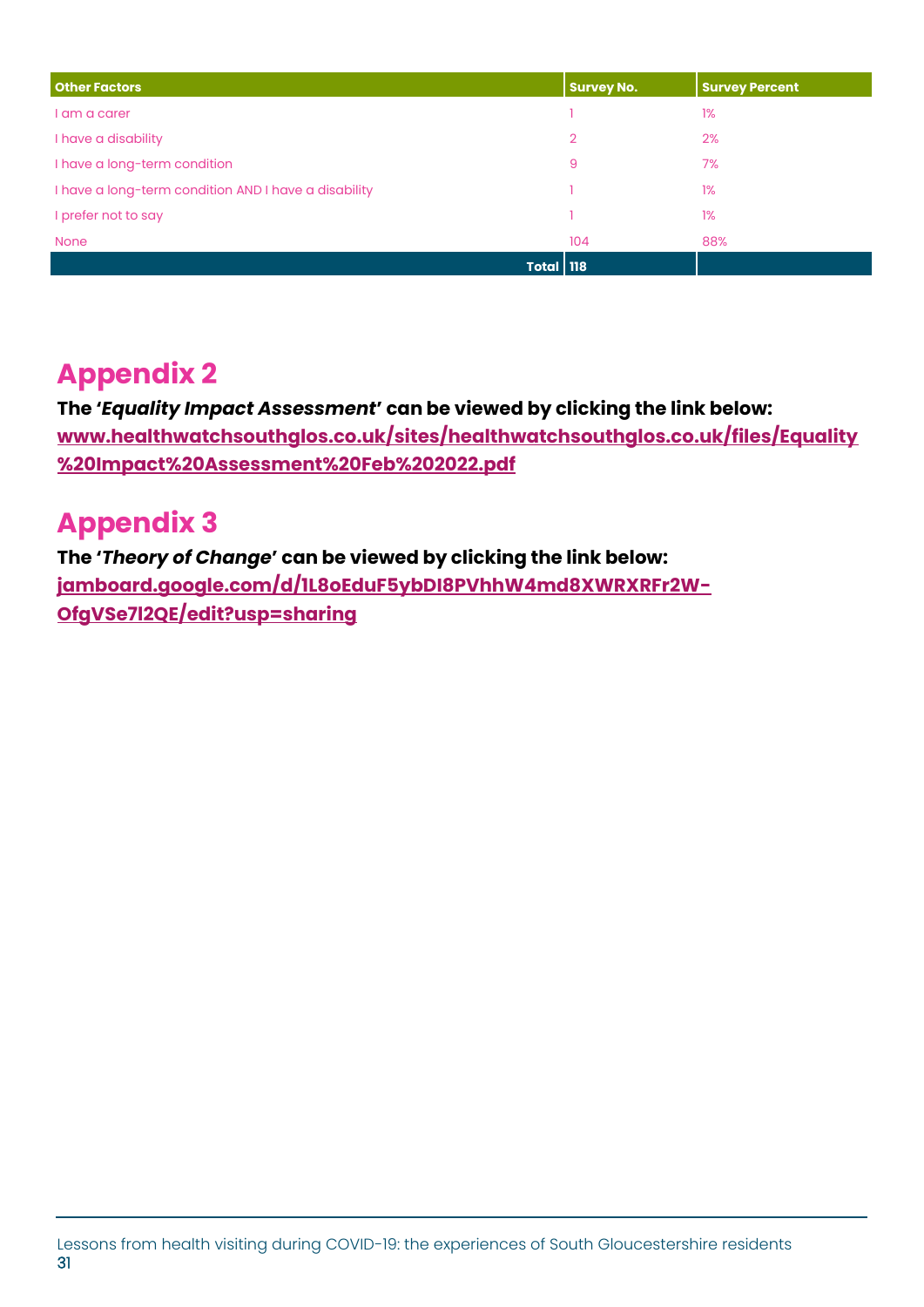| Other Factors | Survey No. | Survey Percent |
|---|---|---|
| I am a carer | 1 | 1% |
| I have a disability | 2 | 2% |
| I have a long-term condition | 9 | 7% |
| I have a long-term condition AND I have a disability | 1 | 1% |
| I prefer not to say | 1 | 1% |
| None | 104 | 88% |
| **Total** | **118** | |

## Appendix 2

**The '*Equality Impact Assessment*' can be viewed by clicking the link below:**
**[www.healthwatchsouthglos.co.uk/sites/healthwatchsouthglos.co.uk/files/Equality%20Impact%20Assessment%20Feb%202022.pdf](www.healthwatchsouthglos.co.uk/sites/healthwatchsouthglos.co.uk/files/Equality%20Impact%20Assessment%20Feb%202022.pdf)**

## Appendix 3

**The '*Theory of Change*' can be viewed by clicking the link below:**
**[jamboard.google.com/d/1L8oEduF5ybDI8PVhhW4md8XWRXRFr2W-OfgVSe7I2QE/edit?usp=sharing](jamboard.google.com/d/1L8oEduF5ybDI8PVhhW4md8XWRXRFr2W-OfgVSe7I2QE/edit?usp=sharing)**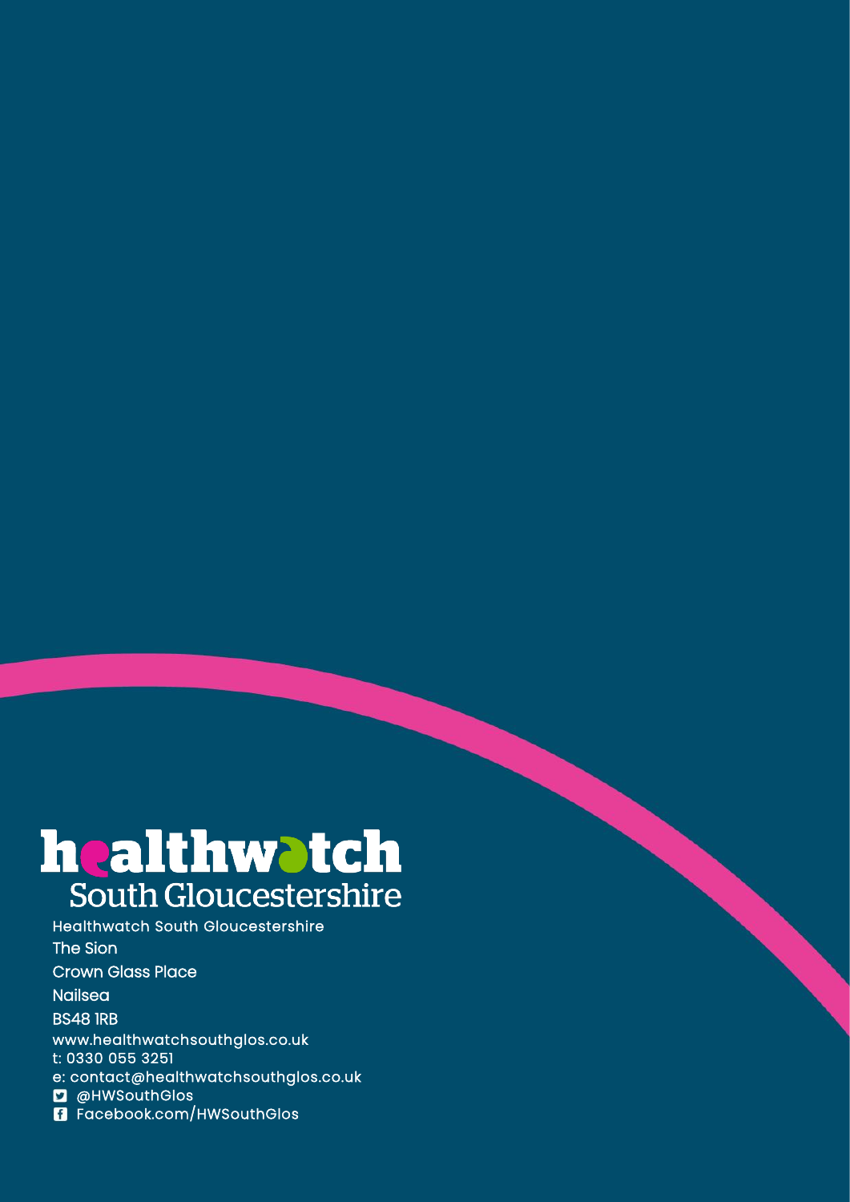**healthwatch**
South Gloucestershire

Healthwatch South Gloucestershire
The Sion
Crown Glass Place
Nailsea
BS48 1RB
www.healthwatchsouthglos.co.uk
t: 0330 055 3251
e: contact@healthwatchsouthglos.co.uk
@HWSouthGlos
Facebook.com/HWSouthGlos